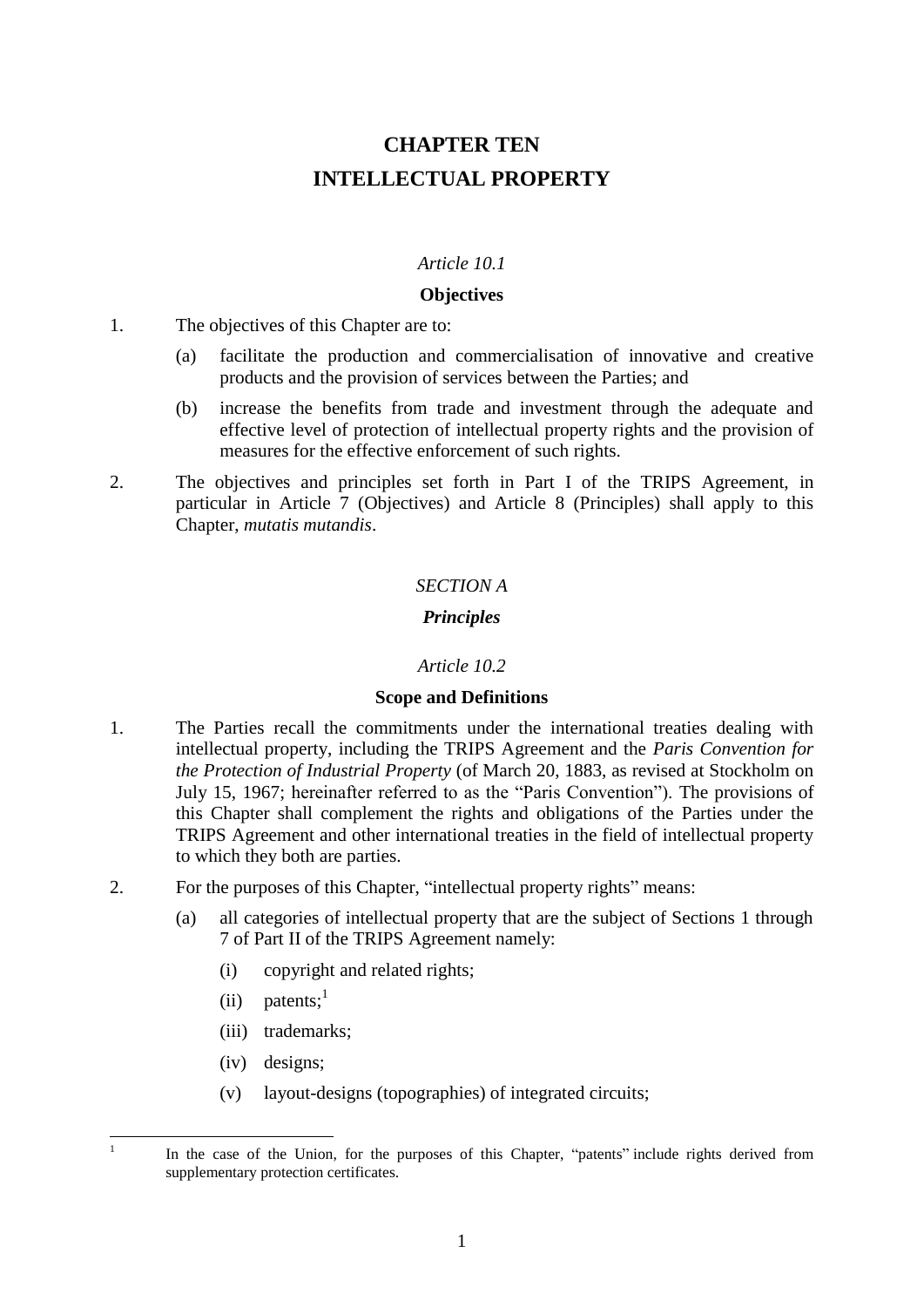# CHAPTER TEN
# INTELLECTUAL PROPERTY

*Article 10.1*

**Objectives**

1. The objectives of this Chapter are to:

   (a) facilitate the production and commercialisation of innovative and creative products and the provision of services between the Parties; and

   (b) increase the benefits from trade and investment through the adequate and effective level of protection of intellectual property rights and the provision of measures for the effective enforcement of such rights.

2. The objectives and principles set forth in Part I of the TRIPS Agreement, in particular in Article 7 (Objectives) and Article 8 (Principles) shall apply to this Chapter, *mutatis mutandis*.

## *SECTION A*

## ***Principles***

*Article 10.2*

**Scope and Definitions**

1. The Parties recall the commitments under the international treaties dealing with intellectual property, including the TRIPS Agreement and the *Paris Convention for the Protection of Industrial Property* (of March 20, 1883, as revised at Stockholm on July 15, 1967; hereinafter referred to as the "Paris Convention"). The provisions of this Chapter shall complement the rights and obligations of the Parties under the TRIPS Agreement and other international treaties in the field of intellectual property to which they both are parties.

2. For the purposes of this Chapter, "intellectual property rights" means:

   (a) all categories of intellectual property that are the subject of Sections 1 through 7 of Part II of the TRIPS Agreement namely:

      (i) copyright and related rights;

      (ii) patents;[1]

      (iii) trademarks;

      (iv) designs;

      (v) layout-designs (topographies) of integrated circuits;

---

[1] In the case of the Union, for the purposes of this Chapter, "patents" include rights derived from supplementary protection certificates.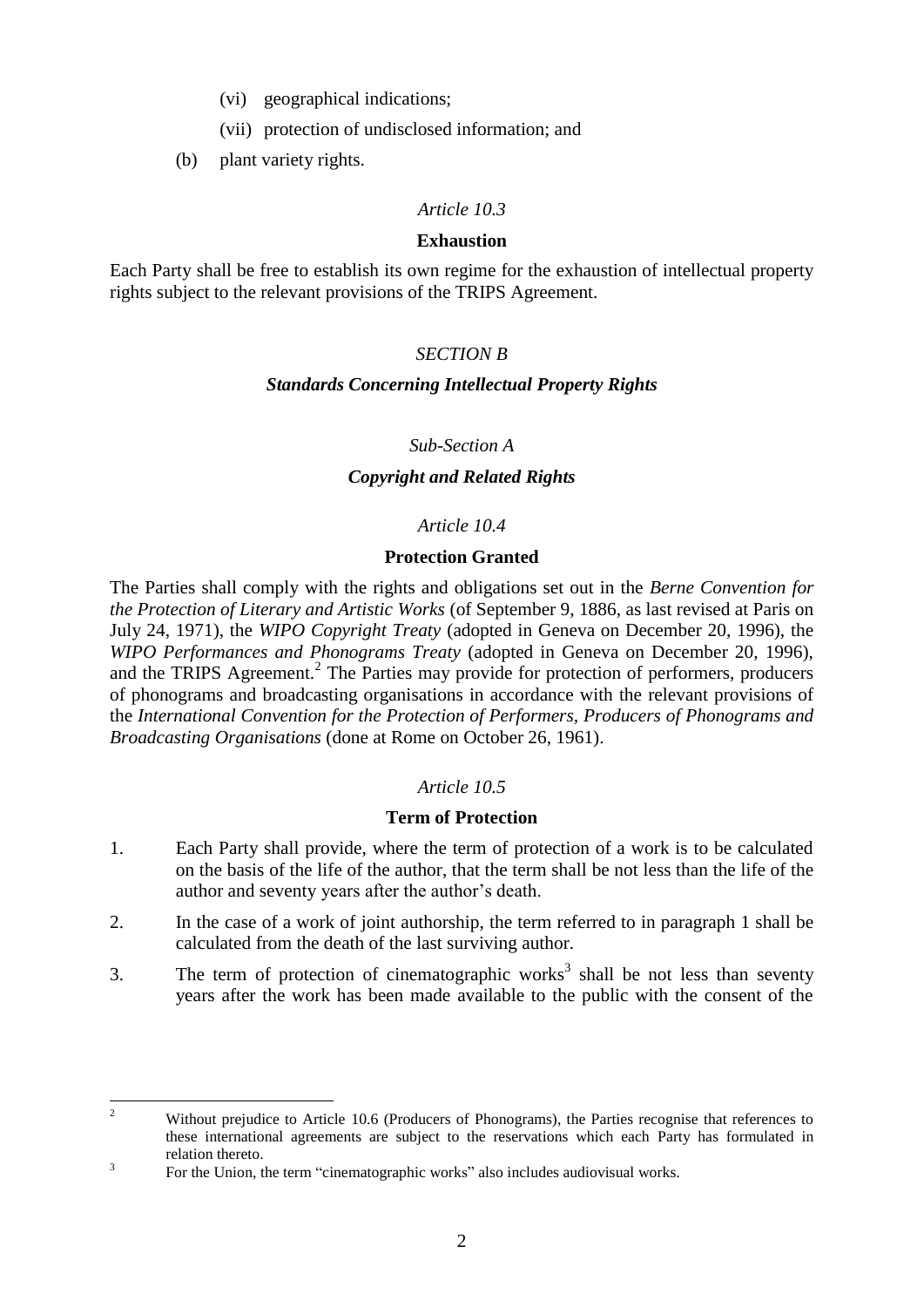(vi) geographical indications;

(vii) protection of undisclosed information; and

(b) plant variety rights.

*Article 10.3*

**Exhaustion**

Each Party shall be free to establish its own regime for the exhaustion of intellectual property rights subject to the relevant provisions of the TRIPS Agreement.

*SECTION B*

***Standards Concerning Intellectual Property Rights***

*Sub-Section A*

***Copyright and Related Rights***

*Article 10.4*

**Protection Granted**

The Parties shall comply with the rights and obligations set out in the *Berne Convention for the Protection of Literary and Artistic Works* (of September 9, 1886, as last revised at Paris on July 24, 1971), the *WIPO Copyright Treaty* (adopted in Geneva on December 20, 1996), the *WIPO Performances and Phonograms Treaty* (adopted in Geneva on December 20, 1996), and the TRIPS Agreement.[2] The Parties may provide for protection of performers, producers of phonograms and broadcasting organisations in accordance with the relevant provisions of the *International Convention for the Protection of Performers, Producers of Phonograms and Broadcasting Organisations* (done at Rome on October 26, 1961).

*Article 10.5*

**Term of Protection**

1. Each Party shall provide, where the term of protection of a work is to be calculated on the basis of the life of the author, that the term shall be not less than the life of the author and seventy years after the author's death.

2. In the case of a work of joint authorship, the term referred to in paragraph 1 shall be calculated from the death of the last surviving author.

3. The term of protection of cinematographic works[3] shall be not less than seventy years after the work has been made available to the public with the consent of the

---

[2] Without prejudice to Article 10.6 (Producers of Phonograms), the Parties recognise that references to these international agreements are subject to the reservations which each Party has formulated in relation thereto.

[3] For the Union, the term "cinematographic works" also includes audiovisual works.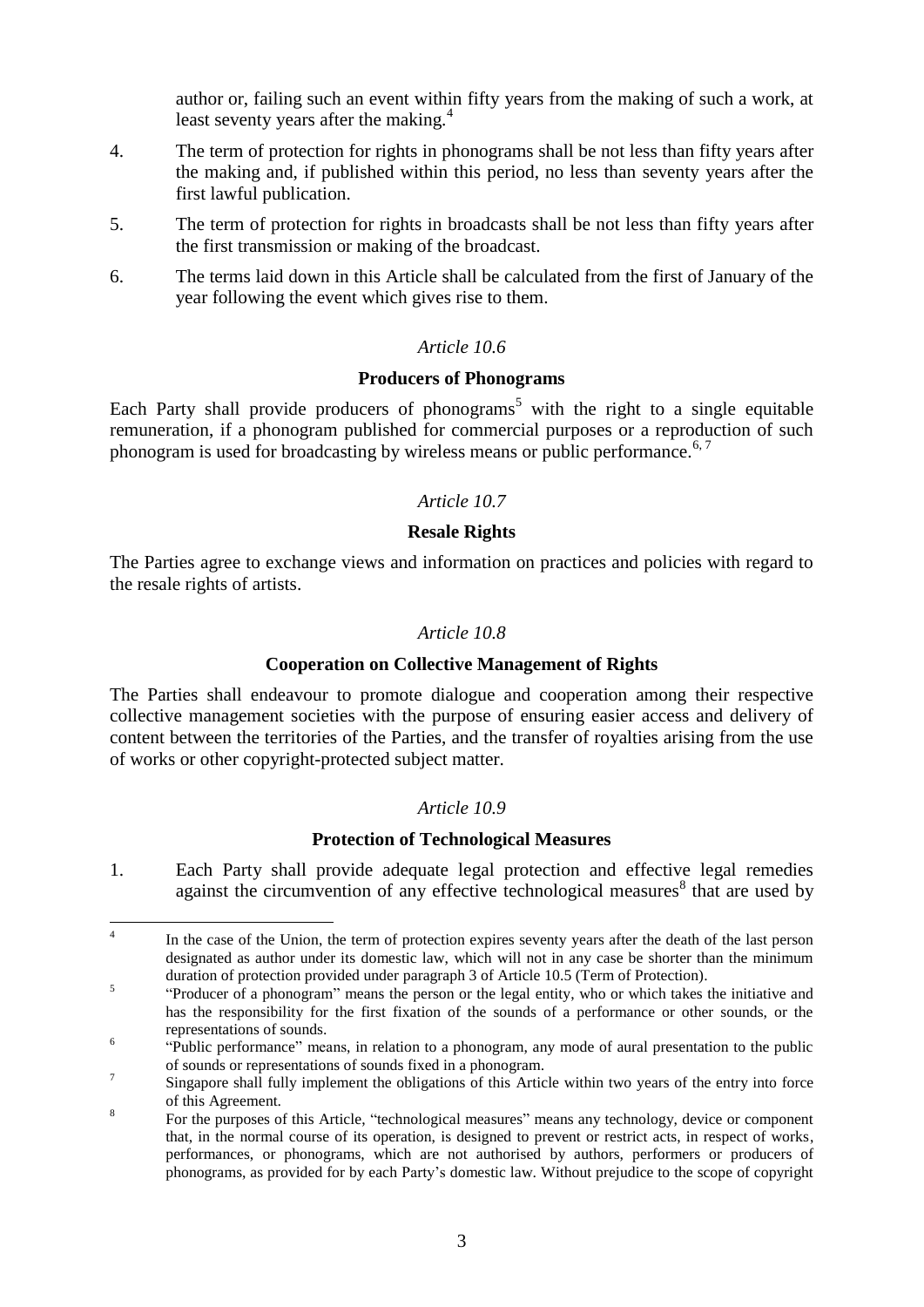author or, failing such an event within fifty years from the making of such a work, at least seventy years after the making.[4]

4. The term of protection for rights in phonograms shall be not less than fifty years after the making and, if published within this period, no less than seventy years after the first lawful publication.

5. The term of protection for rights in broadcasts shall be not less than fifty years after the first transmission or making of the broadcast.

6. The terms laid down in this Article shall be calculated from the first of January of the year following the event which gives rise to them.

*Article 10.6*

**Producers of Phonograms**

Each Party shall provide producers of phonograms[5] with the right to a single equitable remuneration, if a phonogram published for commercial purposes or a reproduction of such phonogram is used for broadcasting by wireless means or public performance.[6, 7]

*Article 10.7*

**Resale Rights**

The Parties agree to exchange views and information on practices and policies with regard to the resale rights of artists.

*Article 10.8*

**Cooperation on Collective Management of Rights**

The Parties shall endeavour to promote dialogue and cooperation among their respective collective management societies with the purpose of ensuring easier access and delivery of content between the territories of the Parties, and the transfer of royalties arising from the use of works or other copyright-protected subject matter.

*Article 10.9*

**Protection of Technological Measures**

1. Each Party shall provide adequate legal protection and effective legal remedies against the circumvention of any effective technological measures[8] that are used by

---

[4] In the case of the Union, the term of protection expires seventy years after the death of the last person designated as author under its domestic law, which will not in any case be shorter than the minimum duration of protection provided under paragraph 3 of Article 10.5 (Term of Protection).

[5] "Producer of a phonogram" means the person or the legal entity, who or which takes the initiative and has the responsibility for the first fixation of the sounds of a performance or other sounds, or the representations of sounds.

[6] "Public performance" means, in relation to a phonogram, any mode of aural presentation to the public of sounds or representations of sounds fixed in a phonogram.

[7] Singapore shall fully implement the obligations of this Article within two years of the entry into force of this Agreement.

[8] For the purposes of this Article, "technological measures" means any technology, device or component that, in the normal course of its operation, is designed to prevent or restrict acts, in respect of works, performances, or phonograms, which are not authorised by authors, performers or producers of phonograms, as provided for by each Party's domestic law. Without prejudice to the scope of copyright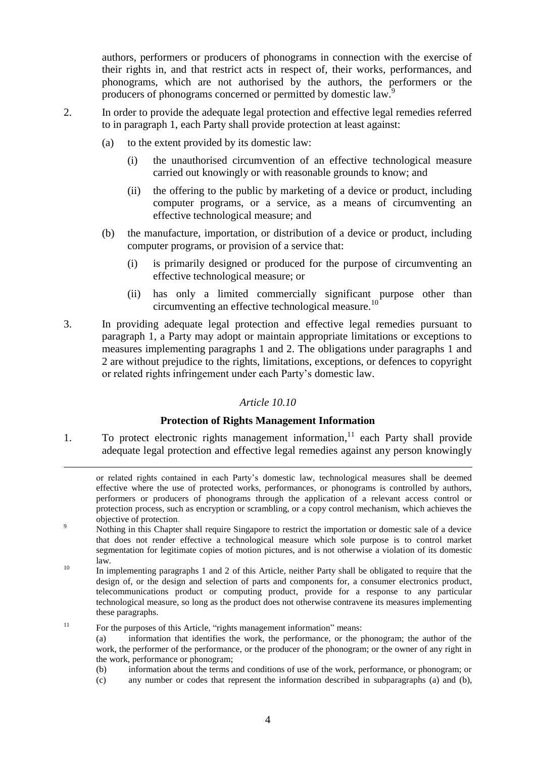authors, performers or producers of phonograms in connection with the exercise of their rights in, and that restrict acts in respect of, their works, performances, and phonograms, which are not authorised by the authors, the performers or the producers of phonograms concerned or permitted by domestic law.[9]

2. In order to provide the adequate legal protection and effective legal remedies referred to in paragraph 1, each Party shall provide protection at least against:

   (a) to the extent provided by its domestic law:

      (i) the unauthorised circumvention of an effective technological measure carried out knowingly or with reasonable grounds to know; and

      (ii) the offering to the public by marketing of a device or product, including computer programs, or a service, as a means of circumventing an effective technological measure; and

   (b) the manufacture, importation, or distribution of a device or product, including computer programs, or provision of a service that:

      (i) is primarily designed or produced for the purpose of circumventing an effective technological measure; or

      (ii) has only a limited commercially significant purpose other than circumventing an effective technological measure.[10]

3. In providing adequate legal protection and effective legal remedies pursuant to paragraph 1, a Party may adopt or maintain appropriate limitations or exceptions to measures implementing paragraphs 1 and 2. The obligations under paragraphs 1 and 2 are without prejudice to the rights, limitations, exceptions, or defences to copyright or related rights infringement under each Party's domestic law.

*Article 10.10*

**Protection of Rights Management Information**

1. To protect electronic rights management information,[11] each Party shall provide adequate legal protection and effective legal remedies against any person knowingly

---

or related rights contained in each Party's domestic law, technological measures shall be deemed effective where the use of protected works, performances, or phonograms is controlled by authors, performers or producers of phonograms through the application of a relevant access control or protection process, such as encryption or scrambling, or a copy control mechanism, which achieves the objective of protection.

[9] Nothing in this Chapter shall require Singapore to restrict the importation or domestic sale of a device that does not render effective a technological measure which sole purpose is to control market segmentation for legitimate copies of motion pictures, and is not otherwise a violation of its domestic law.

[10] In implementing paragraphs 1 and 2 of this Article, neither Party shall be obligated to require that the design of, or the design and selection of parts and components for, a consumer electronics product, telecommunications product or computing product, provide for a response to any particular technological measure, so long as the product does not otherwise contravene its measures implementing these paragraphs.

[11] For the purposes of this Article, "rights management information" means:

(a) information that identifies the work, the performance, or the phonogram; the author of the work, the performer of the performance, or the producer of the phonogram; or the owner of any right in the work, performance or phonogram;

(b) information about the terms and conditions of use of the work, performance, or phonogram; or

(c) any number or codes that represent the information described in subparagraphs (a) and (b),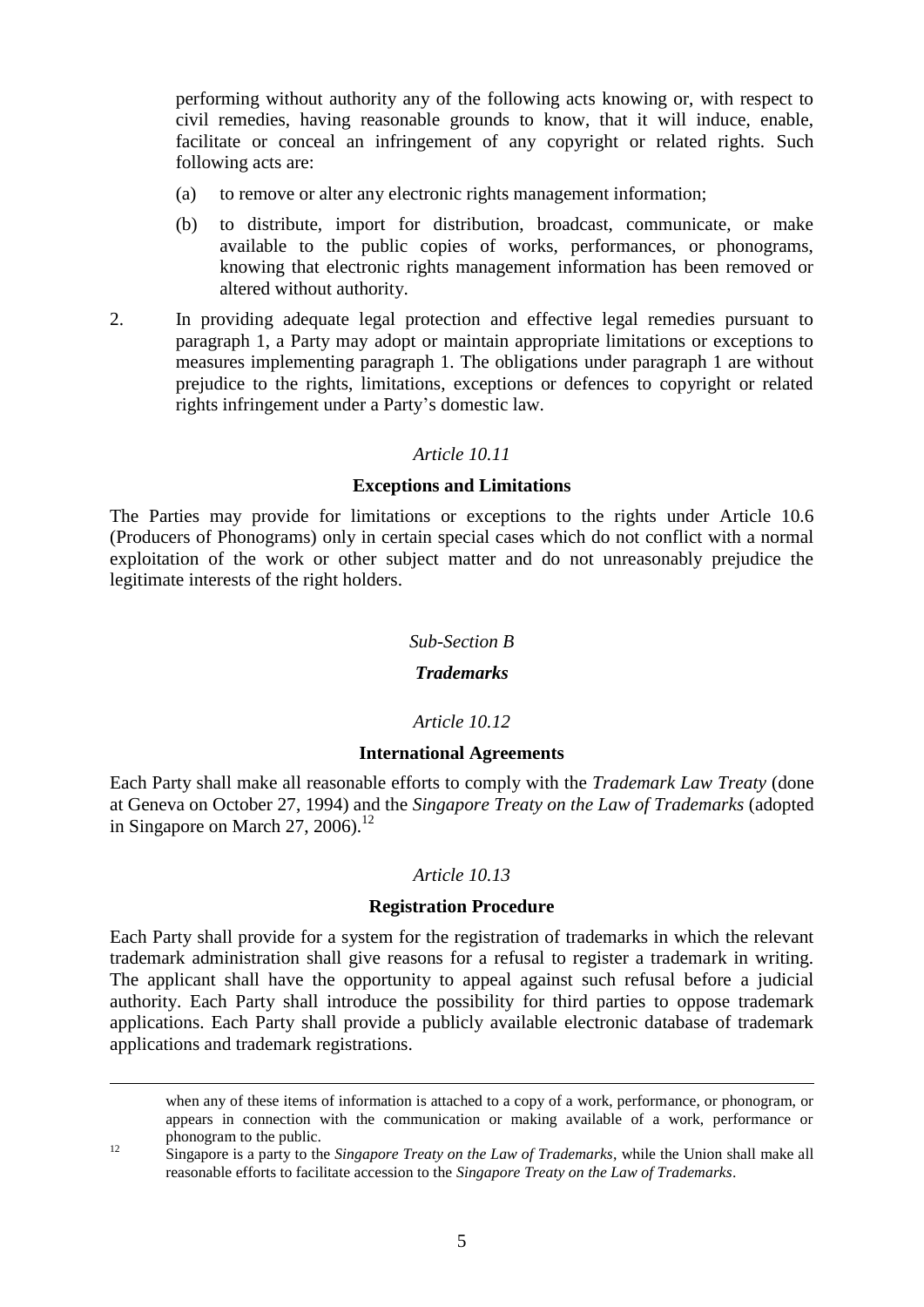performing without authority any of the following acts knowing or, with respect to civil remedies, having reasonable grounds to know, that it will induce, enable, facilitate or conceal an infringement of any copyright or related rights. Such following acts are:

(a) to remove or alter any electronic rights management information;

(b) to distribute, import for distribution, broadcast, communicate, or make available to the public copies of works, performances, or phonograms, knowing that electronic rights management information has been removed or altered without authority.

2. In providing adequate legal protection and effective legal remedies pursuant to paragraph 1, a Party may adopt or maintain appropriate limitations or exceptions to measures implementing paragraph 1. The obligations under paragraph 1 are without prejudice to the rights, limitations, exceptions or defences to copyright or related rights infringement under a Party's domestic law.

*Article 10.11*

**Exceptions and Limitations**

The Parties may provide for limitations or exceptions to the rights under Article 10.6 (Producers of Phonograms) only in certain special cases which do not conflict with a normal exploitation of the work or other subject matter and do not unreasonably prejudice the legitimate interests of the right holders.

*Sub-Section B*

***Trademarks***

*Article 10.12*

**International Agreements**

Each Party shall make all reasonable efforts to comply with the *Trademark Law Treaty* (done at Geneva on October 27, 1994) and the *Singapore Treaty on the Law of Trademarks* (adopted in Singapore on March 27, 2006).[12]

*Article 10.13*

**Registration Procedure**

Each Party shall provide for a system for the registration of trademarks in which the relevant trademark administration shall give reasons for a refusal to register a trademark in writing. The applicant shall have the opportunity to appeal against such refusal before a judicial authority. Each Party shall introduce the possibility for third parties to oppose trademark applications. Each Party shall provide a publicly available electronic database of trademark applications and trademark registrations.

---

when any of these items of information is attached to a copy of a work, performance, or phonogram, or appears in connection with the communication or making available of a work, performance or phonogram to the public.

[12] Singapore is a party to the *Singapore Treaty on the Law of Trademarks*, while the Union shall make all reasonable efforts to facilitate accession to the *Singapore Treaty on the Law of Trademarks*.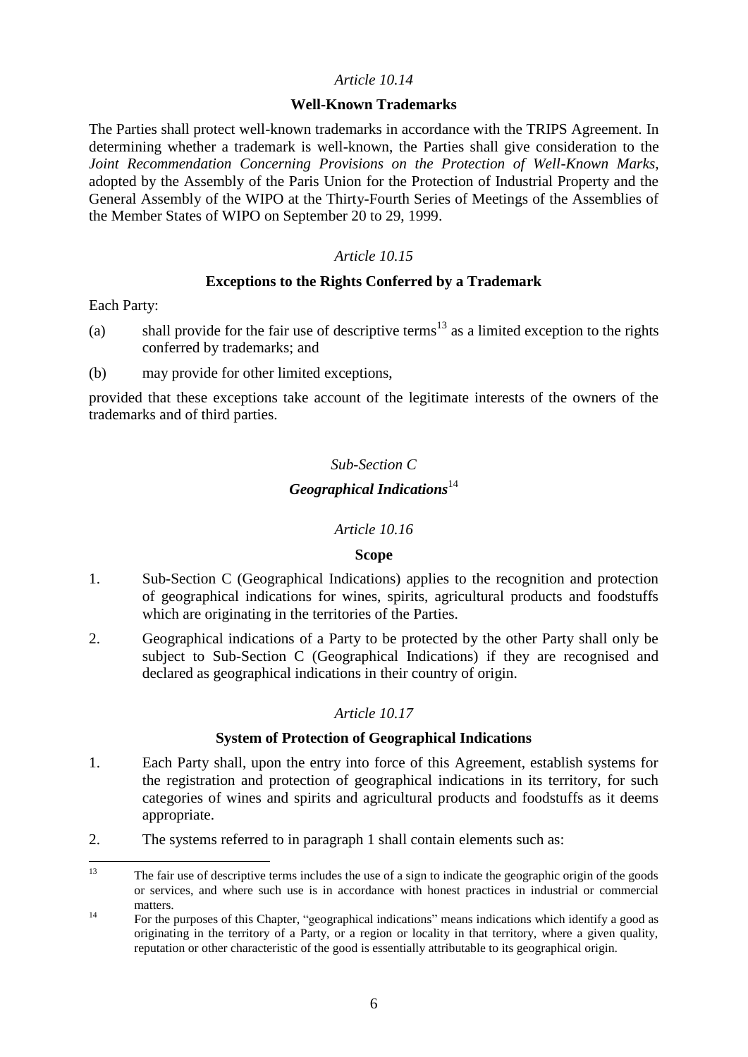*Article 10.14*

**Well-Known Trademarks**

The Parties shall protect well-known trademarks in accordance with the TRIPS Agreement. In determining whether a trademark is well-known, the Parties shall give consideration to the *Joint Recommendation Concerning Provisions on the Protection of Well-Known Marks*, adopted by the Assembly of the Paris Union for the Protection of Industrial Property and the General Assembly of the WIPO at the Thirty-Fourth Series of Meetings of the Assemblies of the Member States of WIPO on September 20 to 29, 1999.

*Article 10.15*

**Exceptions to the Rights Conferred by a Trademark**

Each Party:

(a) shall provide for the fair use of descriptive terms[13] as a limited exception to the rights conferred by trademarks; and

(b) may provide for other limited exceptions,

provided that these exceptions take account of the legitimate interests of the owners of the trademarks and of third parties.

*Sub-Section C*

***Geographical Indications***[14]

*Article 10.16*

**Scope**

1. Sub-Section C (Geographical Indications) applies to the recognition and protection of geographical indications for wines, spirits, agricultural products and foodstuffs which are originating in the territories of the Parties.

2. Geographical indications of a Party to be protected by the other Party shall only be subject to Sub-Section C (Geographical Indications) if they are recognised and declared as geographical indications in their country of origin.

*Article 10.17*

**System of Protection of Geographical Indications**

1. Each Party shall, upon the entry into force of this Agreement, establish systems for the registration and protection of geographical indications in its territory, for such categories of wines and spirits and agricultural products and foodstuffs as it deems appropriate.

2. The systems referred to in paragraph 1 shall contain elements such as:

---

[13] The fair use of descriptive terms includes the use of a sign to indicate the geographic origin of the goods or services, and where such use is in accordance with honest practices in industrial or commercial matters.

[14] For the purposes of this Chapter, "geographical indications" means indications which identify a good as originating in the territory of a Party, or a region or locality in that territory, where a given quality, reputation or other characteristic of the good is essentially attributable to its geographical origin.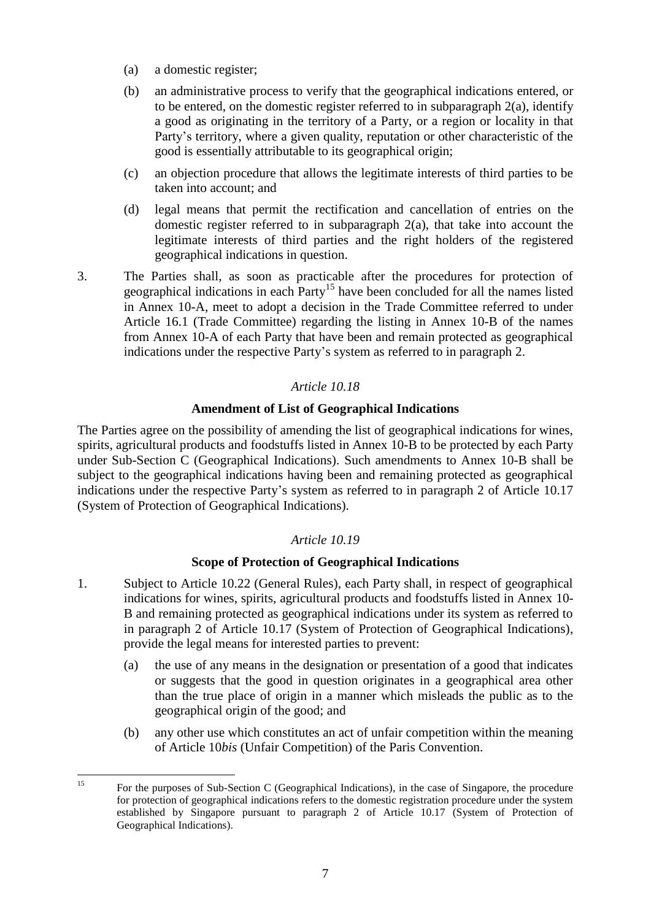(a) a domestic register;

(b) an administrative process to verify that the geographical indications entered, or to be entered, on the domestic register referred to in subparagraph 2(a), identify a good as originating in the territory of a Party, or a region or locality in that Party's territory, where a given quality, reputation or other characteristic of the good is essentially attributable to its geographical origin;

(c) an objection procedure that allows the legitimate interests of third parties to be taken into account; and

(d) legal means that permit the rectification and cancellation of entries on the domestic register referred to in subparagraph 2(a), that take into account the legitimate interests of third parties and the right holders of the registered geographical indications in question.

3. The Parties shall, as soon as practicable after the procedures for protection of geographical indications in each Party[15] have been concluded for all the names listed in Annex 10-A, meet to adopt a decision in the Trade Committee referred to under Article 16.1 (Trade Committee) regarding the listing in Annex 10-B of the names from Annex 10-A of each Party that have been and remain protected as geographical indications under the respective Party's system as referred to in paragraph 2.

*Article 10.18*

**Amendment of List of Geographical Indications**

The Parties agree on the possibility of amending the list of geographical indications for wines, spirits, agricultural products and foodstuffs listed in Annex 10-B to be protected by each Party under Sub-Section C (Geographical Indications). Such amendments to Annex 10-B shall be subject to the geographical indications having been and remaining protected as geographical indications under the respective Party's system as referred to in paragraph 2 of Article 10.17 (System of Protection of Geographical Indications).

*Article 10.19*

**Scope of Protection of Geographical Indications**

1. Subject to Article 10.22 (General Rules), each Party shall, in respect of geographical indications for wines, spirits, agricultural products and foodstuffs listed in Annex 10-B and remaining protected as geographical indications under its system as referred to in paragraph 2 of Article 10.17 (System of Protection of Geographical Indications), provide the legal means for interested parties to prevent:

(a) the use of any means in the designation or presentation of a good that indicates or suggests that the good in question originates in a geographical area other than the true place of origin in a manner which misleads the public as to the geographical origin of the good; and

(b) any other use which constitutes an act of unfair competition within the meaning of Article 10*bis* (Unfair Competition) of the Paris Convention.

---

[15] For the purposes of Sub-Section C (Geographical Indications), in the case of Singapore, the procedure for protection of geographical indications refers to the domestic registration procedure under the system established by Singapore pursuant to paragraph 2 of Article 10.17 (System of Protection of Geographical Indications).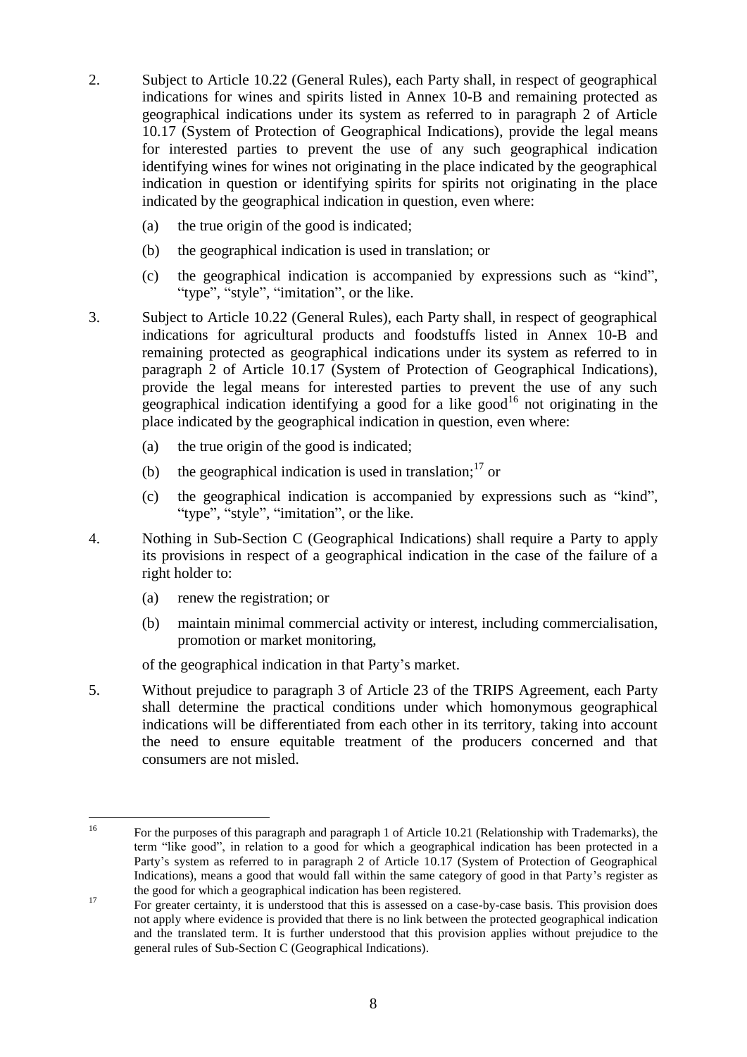2. Subject to Article 10.22 (General Rules), each Party shall, in respect of geographical indications for wines and spirits listed in Annex 10-B and remaining protected as geographical indications under its system as referred to in paragraph 2 of Article 10.17 (System of Protection of Geographical Indications), provide the legal means for interested parties to prevent the use of any such geographical indication identifying wines for wines not originating in the place indicated by the geographical indication in question or identifying spirits for spirits not originating in the place indicated by the geographical indication in question, even where:

   (a) the true origin of the good is indicated;

   (b) the geographical indication is used in translation; or

   (c) the geographical indication is accompanied by expressions such as "kind", "type", "style", "imitation", or the like.

3. Subject to Article 10.22 (General Rules), each Party shall, in respect of geographical indications for agricultural products and foodstuffs listed in Annex 10-B and remaining protected as geographical indications under its system as referred to in paragraph 2 of Article 10.17 (System of Protection of Geographical Indications), provide the legal means for interested parties to prevent the use of any such geographical indication identifying a good for a like good[16] not originating in the place indicated by the geographical indication in question, even where:

   (a) the true origin of the good is indicated;

   (b) the geographical indication is used in translation;[17] or

   (c) the geographical indication is accompanied by expressions such as "kind", "type", "style", "imitation", or the like.

4. Nothing in Sub-Section C (Geographical Indications) shall require a Party to apply its provisions in respect of a geographical indication in the case of the failure of a right holder to:

   (a) renew the registration; or

   (b) maintain minimal commercial activity or interest, including commercialisation, promotion or market monitoring,

   of the geographical indication in that Party's market.

5. Without prejudice to paragraph 3 of Article 23 of the TRIPS Agreement, each Party shall determine the practical conditions under which homonymous geographical indications will be differentiated from each other in its territory, taking into account the need to ensure equitable treatment of the producers concerned and that consumers are not misled.

---

[16] For the purposes of this paragraph and paragraph 1 of Article 10.21 (Relationship with Trademarks), the term "like good", in relation to a good for which a geographical indication has been protected in a Party's system as referred to in paragraph 2 of Article 10.17 (System of Protection of Geographical Indications), means a good that would fall within the same category of good in that Party's register as the good for which a geographical indication has been registered.

[17] For greater certainty, it is understood that this is assessed on a case-by-case basis. This provision does not apply where evidence is provided that there is no link between the protected geographical indication and the translated term. It is further understood that this provision applies without prejudice to the general rules of Sub-Section C (Geographical Indications).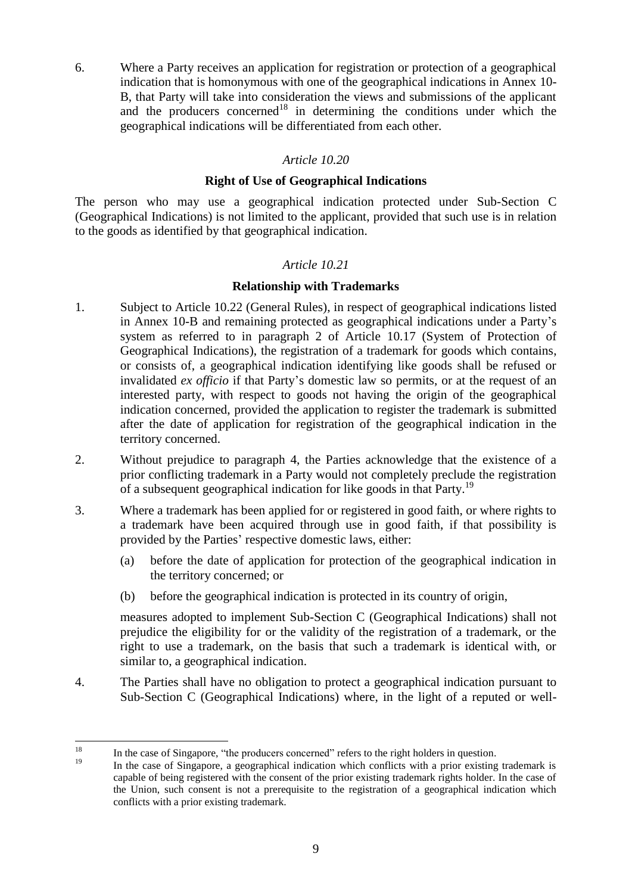6. Where a Party receives an application for registration or protection of a geographical indication that is homonymous with one of the geographical indications in Annex 10-B, that Party will take into consideration the views and submissions of the applicant and the producers concerned[18] in determining the conditions under which the geographical indications will be differentiated from each other.

*Article 10.20*

**Right of Use of Geographical Indications**

The person who may use a geographical indication protected under Sub-Section C (Geographical Indications) is not limited to the applicant, provided that such use is in relation to the goods as identified by that geographical indication.

*Article 10.21*

**Relationship with Trademarks**

1. Subject to Article 10.22 (General Rules), in respect of geographical indications listed in Annex 10-B and remaining protected as geographical indications under a Party's system as referred to in paragraph 2 of Article 10.17 (System of Protection of Geographical Indications), the registration of a trademark for goods which contains, or consists of, a geographical indication identifying like goods shall be refused or invalidated *ex officio* if that Party's domestic law so permits, or at the request of an interested party, with respect to goods not having the origin of the geographical indication concerned, provided the application to register the trademark is submitted after the date of application for registration of the geographical indication in the territory concerned.

2. Without prejudice to paragraph 4, the Parties acknowledge that the existence of a prior conflicting trademark in a Party would not completely preclude the registration of a subsequent geographical indication for like goods in that Party.[19]

3. Where a trademark has been applied for or registered in good faith, or where rights to a trademark have been acquired through use in good faith, if that possibility is provided by the Parties' respective domestic laws, either:

   (a) before the date of application for protection of the geographical indication in the territory concerned; or

   (b) before the geographical indication is protected in its country of origin,

   measures adopted to implement Sub-Section C (Geographical Indications) shall not prejudice the eligibility for or the validity of the registration of a trademark, or the right to use a trademark, on the basis that such a trademark is identical with, or similar to, a geographical indication.

4. The Parties shall have no obligation to protect a geographical indication pursuant to Sub-Section C (Geographical Indications) where, in the light of a reputed or well-

---

[18] In the case of Singapore, "the producers concerned" refers to the right holders in question.

[19] In the case of Singapore, a geographical indication which conflicts with a prior existing trademark is capable of being registered with the consent of the prior existing trademark rights holder. In the case of the Union, such consent is not a prerequisite to the registration of a geographical indication which conflicts with a prior existing trademark.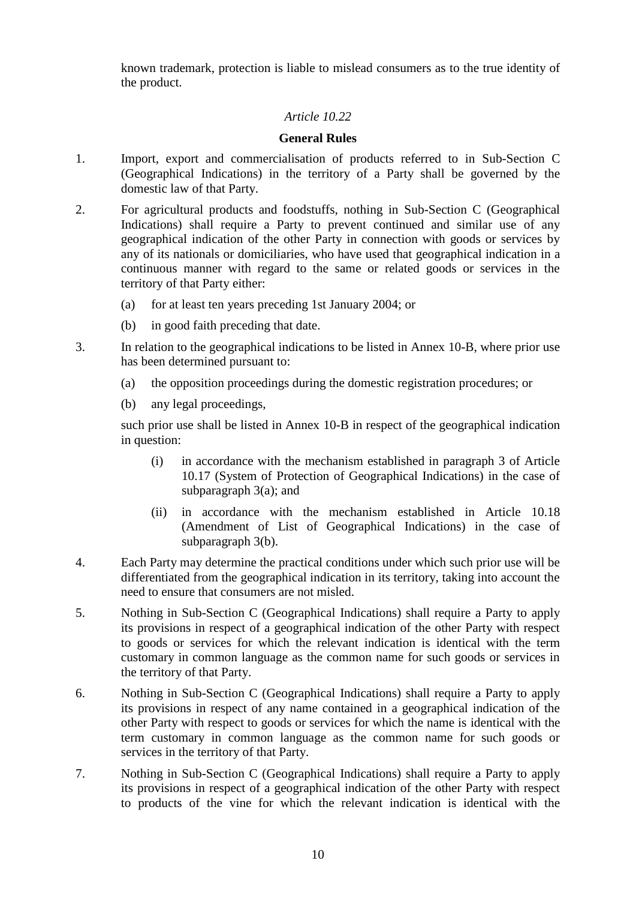known trademark, protection is liable to mislead consumers as to the true identity of the product.

*Article 10.22*

**General Rules**

1. Import, export and commercialisation of products referred to in Sub-Section C (Geographical Indications) in the territory of a Party shall be governed by the domestic law of that Party.

2. For agricultural products and foodstuffs, nothing in Sub-Section C (Geographical Indications) shall require a Party to prevent continued and similar use of any geographical indication of the other Party in connection with goods or services by any of its nationals or domiciliaries, who have used that geographical indication in a continuous manner with regard to the same or related goods or services in the territory of that Party either:

   (a) for at least ten years preceding 1st January 2004; or

   (b) in good faith preceding that date.

3. In relation to the geographical indications to be listed in Annex 10-B, where prior use has been determined pursuant to:

   (a) the opposition proceedings during the domestic registration procedures; or

   (b) any legal proceedings,

   such prior use shall be listed in Annex 10-B in respect of the geographical indication in question:

   (i) in accordance with the mechanism established in paragraph 3 of Article 10.17 (System of Protection of Geographical Indications) in the case of subparagraph 3(a); and

   (ii) in accordance with the mechanism established in Article 10.18 (Amendment of List of Geographical Indications) in the case of subparagraph 3(b).

4. Each Party may determine the practical conditions under which such prior use will be differentiated from the geographical indication in its territory, taking into account the need to ensure that consumers are not misled.

5. Nothing in Sub-Section C (Geographical Indications) shall require a Party to apply its provisions in respect of a geographical indication of the other Party with respect to goods or services for which the relevant indication is identical with the term customary in common language as the common name for such goods or services in the territory of that Party.

6. Nothing in Sub-Section C (Geographical Indications) shall require a Party to apply its provisions in respect of any name contained in a geographical indication of the other Party with respect to goods or services for which the name is identical with the term customary in common language as the common name for such goods or services in the territory of that Party.

7. Nothing in Sub-Section C (Geographical Indications) shall require a Party to apply its provisions in respect of a geographical indication of the other Party with respect to products of the vine for which the relevant indication is identical with the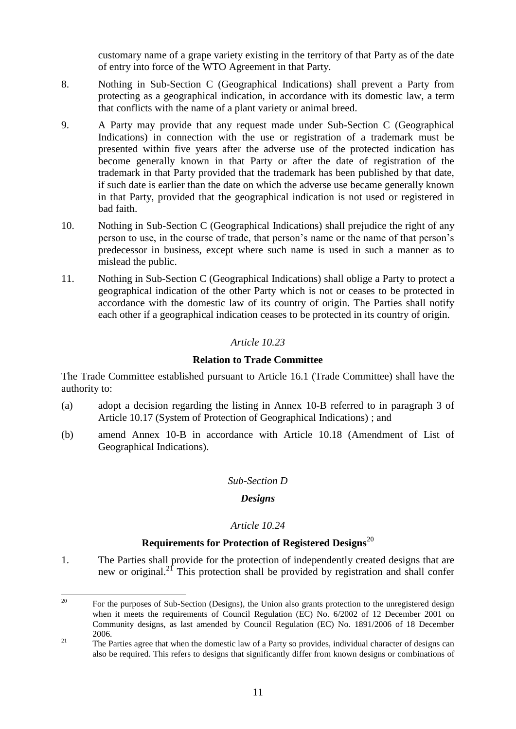customary name of a grape variety existing in the territory of that Party as of the date of entry into force of the WTO Agreement in that Party.

8. Nothing in Sub-Section C (Geographical Indications) shall prevent a Party from protecting as a geographical indication, in accordance with its domestic law, a term that conflicts with the name of a plant variety or animal breed.

9. A Party may provide that any request made under Sub-Section C (Geographical Indications) in connection with the use or registration of a trademark must be presented within five years after the adverse use of the protected indication has become generally known in that Party or after the date of registration of the trademark in that Party provided that the trademark has been published by that date, if such date is earlier than the date on which the adverse use became generally known in that Party, provided that the geographical indication is not used or registered in bad faith.

10. Nothing in Sub-Section C (Geographical Indications) shall prejudice the right of any person to use, in the course of trade, that person's name or the name of that person's predecessor in business, except where such name is used in such a manner as to mislead the public.

11. Nothing in Sub-Section C (Geographical Indications) shall oblige a Party to protect a geographical indication of the other Party which is not or ceases to be protected in accordance with the domestic law of its country of origin. The Parties shall notify each other if a geographical indication ceases to be protected in its country of origin.

*Article 10.23*

**Relation to Trade Committee**

The Trade Committee established pursuant to Article 16.1 (Trade Committee) shall have the authority to:

(a) adopt a decision regarding the listing in Annex 10-B referred to in paragraph 3 of Article 10.17 (System of Protection of Geographical Indications) ; and

(b) amend Annex 10-B in accordance with Article 10.18 (Amendment of List of Geographical Indications).

*Sub-Section D*

***Designs***

*Article 10.24*

**Requirements for Protection of Registered Designs**[20]

1. The Parties shall provide for the protection of independently created designs that are new or original.[21] This protection shall be provided by registration and shall confer

[20] For the purposes of Sub-Section (Designs), the Union also grants protection to the unregistered design when it meets the requirements of Council Regulation (EC) No. 6/2002 of 12 December 2001 on Community designs, as last amended by Council Regulation (EC) No. 1891/2006 of 18 December 2006.

[21] The Parties agree that when the domestic law of a Party so provides, individual character of designs can also be required. This refers to designs that significantly differ from known designs or combinations of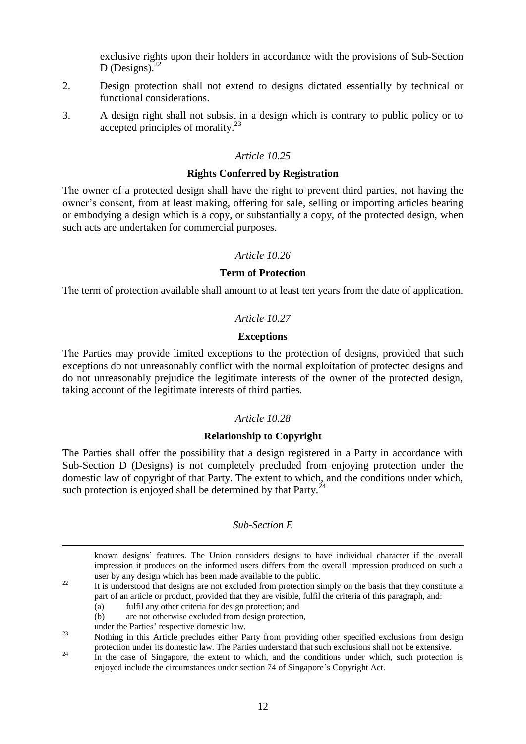exclusive rights upon their holders in accordance with the provisions of Sub-Section D (Designs).[22]

2. Design protection shall not extend to designs dictated essentially by technical or functional considerations.

3. A design right shall not subsist in a design which is contrary to public policy or to accepted principles of morality.[23]

*Article 10.25*

**Rights Conferred by Registration**

The owner of a protected design shall have the right to prevent third parties, not having the owner's consent, from at least making, offering for sale, selling or importing articles bearing or embodying a design which is a copy, or substantially a copy, of the protected design, when such acts are undertaken for commercial purposes.

*Article 10.26*

**Term of Protection**

The term of protection available shall amount to at least ten years from the date of application.

*Article 10.27*

**Exceptions**

The Parties may provide limited exceptions to the protection of designs, provided that such exceptions do not unreasonably conflict with the normal exploitation of protected designs and do not unreasonably prejudice the legitimate interests of the owner of the protected design, taking account of the legitimate interests of third parties.

*Article 10.28*

**Relationship to Copyright**

The Parties shall offer the possibility that a design registered in a Party in accordance with Sub-Section D (Designs) is not completely precluded from enjoying protection under the domestic law of copyright of that Party. The extent to which, and the conditions under which, such protection is enjoyed shall be determined by that Party.[24]

*Sub-Section E*

---

known designs' features. The Union considers designs to have individual character if the overall impression it produces on the informed users differs from the overall impression produced on such a user by any design which has been made available to the public.

[22] It is understood that designs are not excluded from protection simply on the basis that they constitute a part of an article or product, provided that they are visible, fulfil the criteria of this paragraph, and:

(a) fulfil any other criteria for design protection; and

(b) are not otherwise excluded from design protection,

under the Parties' respective domestic law.

[23] Nothing in this Article precludes either Party from providing other specified exclusions from design protection under its domestic law. The Parties understand that such exclusions shall not be extensive.

[24] In the case of Singapore, the extent to which, and the conditions under which, such protection is enjoyed include the circumstances under section 74 of Singapore's Copyright Act.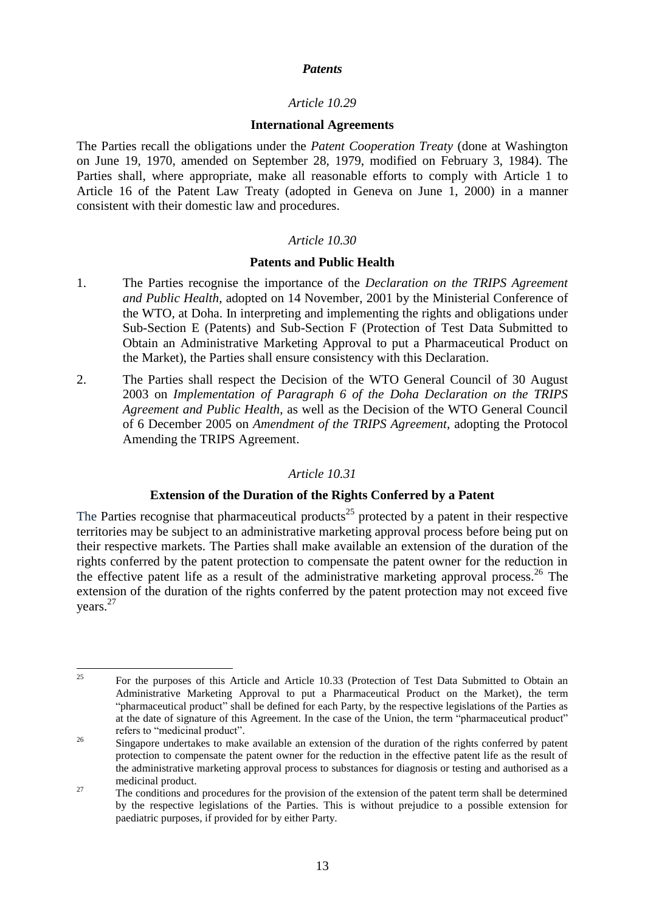*Patents*

*Article 10.29*

**International Agreements**

The Parties recall the obligations under the *Patent Cooperation Treaty* (done at Washington on June 19, 1970, amended on September 28, 1979, modified on February 3, 1984). The Parties shall, where appropriate, make all reasonable efforts to comply with Article 1 to Article 16 of the Patent Law Treaty (adopted in Geneva on June 1, 2000) in a manner consistent with their domestic law and procedures.

*Article 10.30*

**Patents and Public Health**

1. The Parties recognise the importance of the *Declaration on the TRIPS Agreement and Public Health*, adopted on 14 November, 2001 by the Ministerial Conference of the WTO, at Doha. In interpreting and implementing the rights and obligations under Sub-Section E (Patents) and Sub-Section F (Protection of Test Data Submitted to Obtain an Administrative Marketing Approval to put a Pharmaceutical Product on the Market), the Parties shall ensure consistency with this Declaration.

2. The Parties shall respect the Decision of the WTO General Council of 30 August 2003 on *Implementation of Paragraph 6 of the Doha Declaration on the TRIPS Agreement and Public Health*, as well as the Decision of the WTO General Council of 6 December 2005 on *Amendment of the TRIPS Agreement*, adopting the Protocol Amending the TRIPS Agreement.

*Article 10.31*

**Extension of the Duration of the Rights Conferred by a Patent**

The Parties recognise that pharmaceutical products[25] protected by a patent in their respective territories may be subject to an administrative marketing approval process before being put on their respective markets. The Parties shall make available an extension of the duration of the rights conferred by the patent protection to compensate the patent owner for the reduction in the effective patent life as a result of the administrative marketing approval process.[26] The extension of the duration of the rights conferred by the patent protection may not exceed five years.[27]

---

[25] For the purposes of this Article and Article 10.33 (Protection of Test Data Submitted to Obtain an Administrative Marketing Approval to put a Pharmaceutical Product on the Market), the term "pharmaceutical product" shall be defined for each Party, by the respective legislations of the Parties as at the date of signature of this Agreement. In the case of the Union, the term "pharmaceutical product" refers to "medicinal product".

[26] Singapore undertakes to make available an extension of the duration of the rights conferred by patent protection to compensate the patent owner for the reduction in the effective patent life as the result of the administrative marketing approval process to substances for diagnosis or testing and authorised as a medicinal product.

[27] The conditions and procedures for the provision of the extension of the patent term shall be determined by the respective legislations of the Parties. This is without prejudice to a possible extension for paediatric purposes, if provided for by either Party.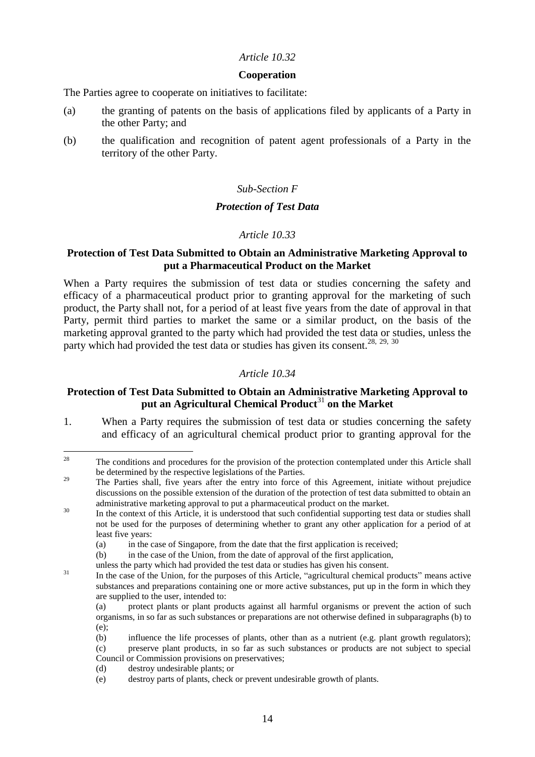*Article 10.32*

**Cooperation**

The Parties agree to cooperate on initiatives to facilitate:

(a) the granting of patents on the basis of applications filed by applicants of a Party in the other Party; and

(b) the qualification and recognition of patent agent professionals of a Party in the territory of the other Party.

*Sub-Section F*

***Protection of Test Data***

*Article 10.33*

**Protection of Test Data Submitted to Obtain an Administrative Marketing Approval to put a Pharmaceutical Product on the Market**

When a Party requires the submission of test data or studies concerning the safety and efficacy of a pharmaceutical product prior to granting approval for the marketing of such product, the Party shall not, for a period of at least five years from the date of approval in that Party, permit third parties to market the same or a similar product, on the basis of the marketing approval granted to the party which had provided the test data or studies, unless the party which had provided the test data or studies has given its consent.[28, 29, 30]

*Article 10.34*

**Protection of Test Data Submitted to Obtain an Administrative Marketing Approval to put an Agricultural Chemical Product[31] on the Market**

1. When a Party requires the submission of test data or studies concerning the safety and efficacy of an agricultural chemical product prior to granting approval for the

---

[28] The conditions and procedures for the provision of the protection contemplated under this Article shall be determined by the respective legislations of the Parties.

[29] The Parties shall, five years after the entry into force of this Agreement, initiate without prejudice discussions on the possible extension of the duration of the protection of test data submitted to obtain an administrative marketing approval to put a pharmaceutical product on the market.

[30] In the context of this Article, it is understood that such confidential supporting test data or studies shall not be used for the purposes of determining whether to grant any other application for a period of at least five years:

(a) in the case of Singapore, from the date that the first application is received;

(b) in the case of the Union, from the date of approval of the first application,

unless the party which had provided the test data or studies has given his consent.

[31] In the case of the Union, for the purposes of this Article, "agricultural chemical products" means active substances and preparations containing one or more active substances, put up in the form in which they are supplied to the user, intended to:

(a) protect plants or plant products against all harmful organisms or prevent the action of such organisms, in so far as such substances or preparations are not otherwise defined in subparagraphs (b) to (e);

(b) influence the life processes of plants, other than as a nutrient (e.g. plant growth regulators);

(c) preserve plant products, in so far as such substances or products are not subject to special Council or Commission provisions on preservatives;

(d) destroy undesirable plants; or

(e) destroy parts of plants, check or prevent undesirable growth of plants.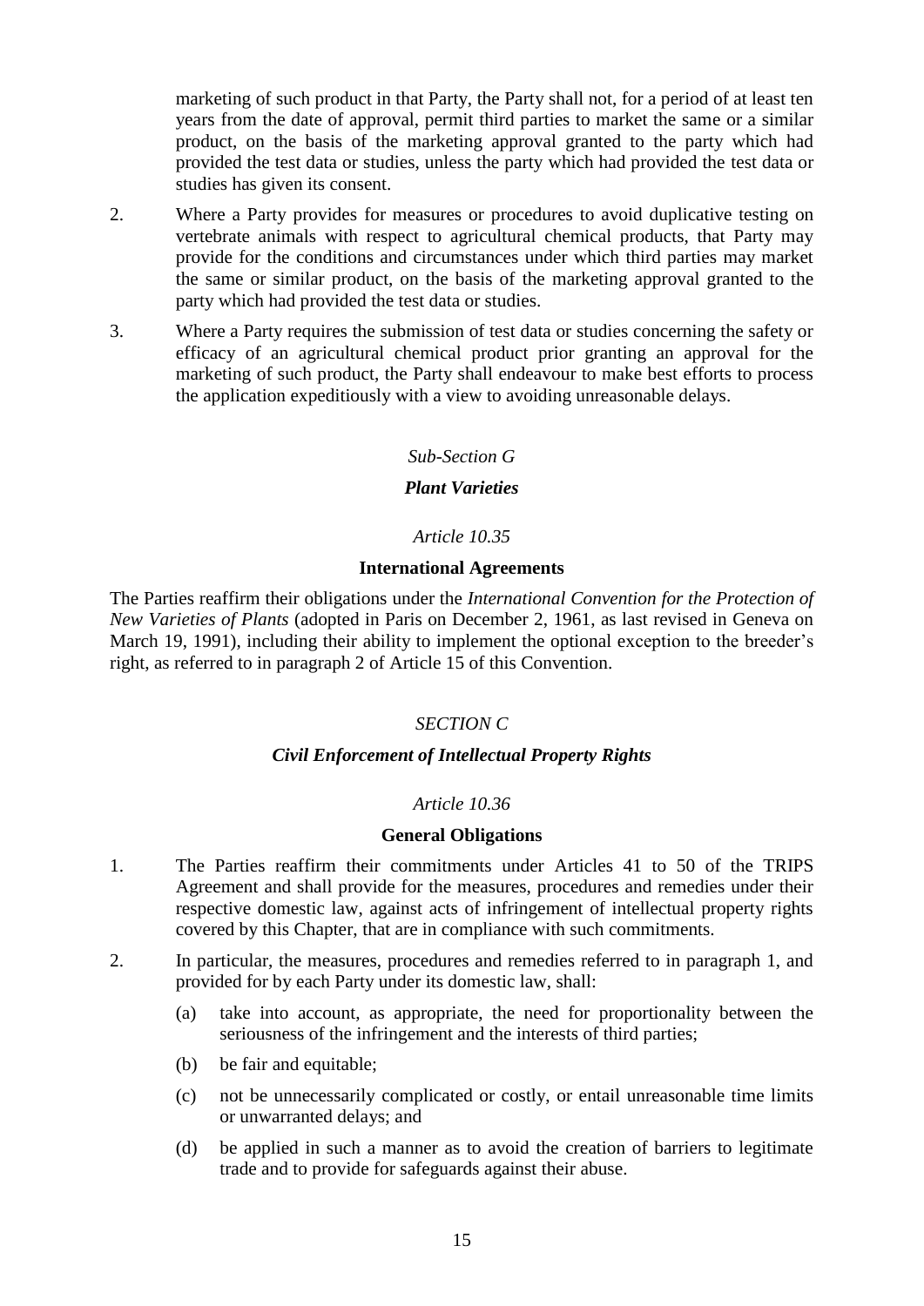marketing of such product in that Party, the Party shall not, for a period of at least ten years from the date of approval, permit third parties to market the same or a similar product, on the basis of the marketing approval granted to the party which had provided the test data or studies, unless the party which had provided the test data or studies has given its consent.

2. Where a Party provides for measures or procedures to avoid duplicative testing on vertebrate animals with respect to agricultural chemical products, that Party may provide for the conditions and circumstances under which third parties may market the same or similar product, on the basis of the marketing approval granted to the party which had provided the test data or studies.

3. Where a Party requires the submission of test data or studies concerning the safety or efficacy of an agricultural chemical product prior granting an approval for the marketing of such product, the Party shall endeavour to make best efforts to process the application expeditiously with a view to avoiding unreasonable delays.

*Sub-Section G*

***Plant Varieties***

*Article 10.35*

**International Agreements**

The Parties reaffirm their obligations under the *International Convention for the Protection of New Varieties of Plants* (adopted in Paris on December 2, 1961, as last revised in Geneva on March 19, 1991), including their ability to implement the optional exception to the breeder's right, as referred to in paragraph 2 of Article 15 of this Convention.

*SECTION C*

***Civil Enforcement of Intellectual Property Rights***

*Article 10.36*

**General Obligations**

1. The Parties reaffirm their commitments under Articles 41 to 50 of the TRIPS Agreement and shall provide for the measures, procedures and remedies under their respective domestic law, against acts of infringement of intellectual property rights covered by this Chapter, that are in compliance with such commitments.

2. In particular, the measures, procedures and remedies referred to in paragraph 1, and provided for by each Party under its domestic law, shall:

   (a) take into account, as appropriate, the need for proportionality between the seriousness of the infringement and the interests of third parties;

   (b) be fair and equitable;

   (c) not be unnecessarily complicated or costly, or entail unreasonable time limits or unwarranted delays; and

   (d) be applied in such a manner as to avoid the creation of barriers to legitimate trade and to provide for safeguards against their abuse.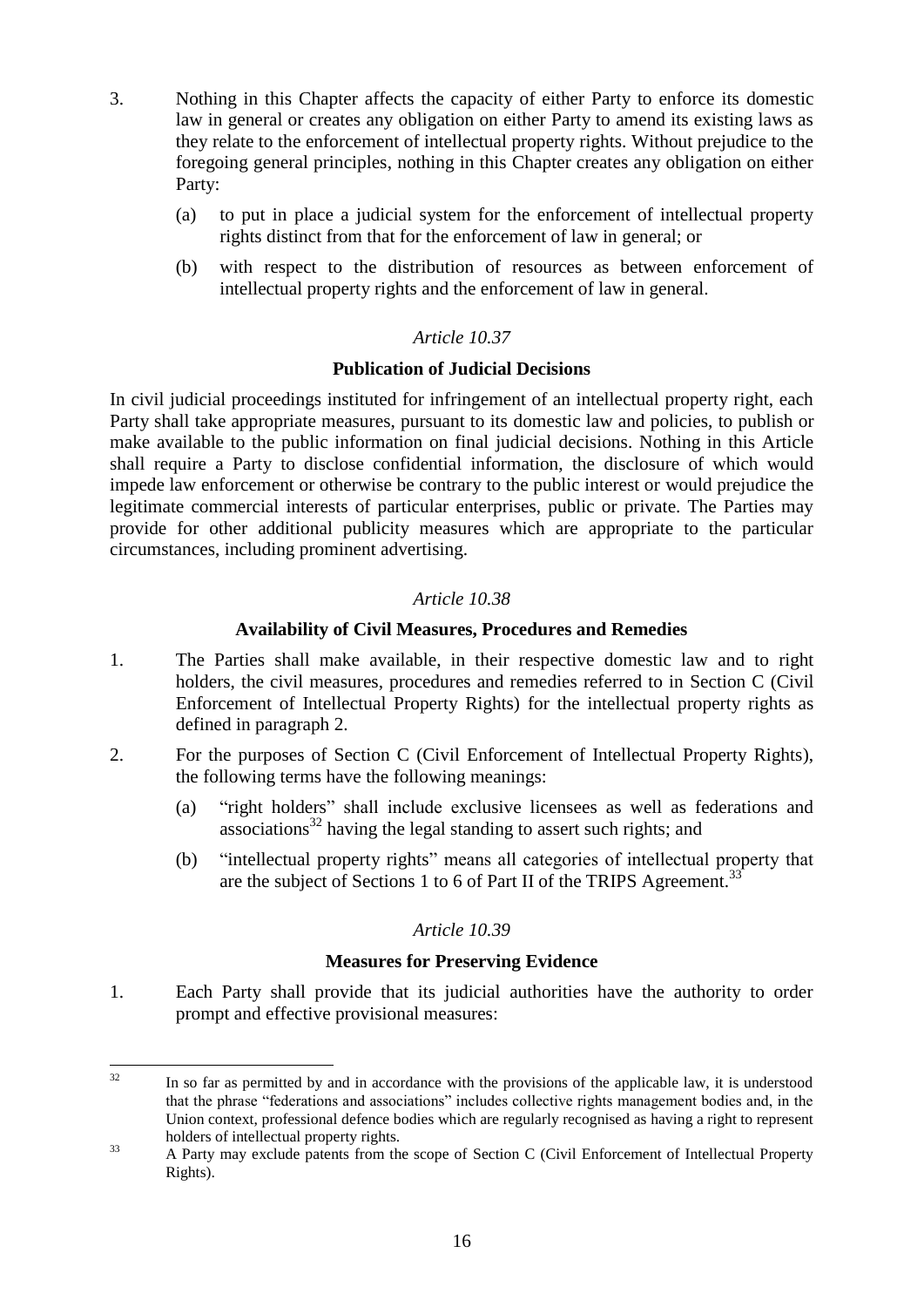3. Nothing in this Chapter affects the capacity of either Party to enforce its domestic law in general or creates any obligation on either Party to amend its existing laws as they relate to the enforcement of intellectual property rights. Without prejudice to the foregoing general principles, nothing in this Chapter creates any obligation on either Party:

   (a) to put in place a judicial system for the enforcement of intellectual property rights distinct from that for the enforcement of law in general; or

   (b) with respect to the distribution of resources as between enforcement of intellectual property rights and the enforcement of law in general.

*Article 10.37*

**Publication of Judicial Decisions**

In civil judicial proceedings instituted for infringement of an intellectual property right, each Party shall take appropriate measures, pursuant to its domestic law and policies, to publish or make available to the public information on final judicial decisions. Nothing in this Article shall require a Party to disclose confidential information, the disclosure of which would impede law enforcement or otherwise be contrary to the public interest or would prejudice the legitimate commercial interests of particular enterprises, public or private. The Parties may provide for other additional publicity measures which are appropriate to the particular circumstances, including prominent advertising.

*Article 10.38*

**Availability of Civil Measures, Procedures and Remedies**

1. The Parties shall make available, in their respective domestic law and to right holders, the civil measures, procedures and remedies referred to in Section C (Civil Enforcement of Intellectual Property Rights) for the intellectual property rights as defined in paragraph 2.

2. For the purposes of Section C (Civil Enforcement of Intellectual Property Rights), the following terms have the following meanings:

   (a) "right holders" shall include exclusive licensees as well as federations and associations[32] having the legal standing to assert such rights; and

   (b) "intellectual property rights" means all categories of intellectual property that are the subject of Sections 1 to 6 of Part II of the TRIPS Agreement.[33]

*Article 10.39*

**Measures for Preserving Evidence**

1. Each Party shall provide that its judicial authorities have the authority to order prompt and effective provisional measures:

---

[32] In so far as permitted by and in accordance with the provisions of the applicable law, it is understood that the phrase "federations and associations" includes collective rights management bodies and, in the Union context, professional defence bodies which are regularly recognised as having a right to represent holders of intellectual property rights.

[33] A Party may exclude patents from the scope of Section C (Civil Enforcement of Intellectual Property Rights).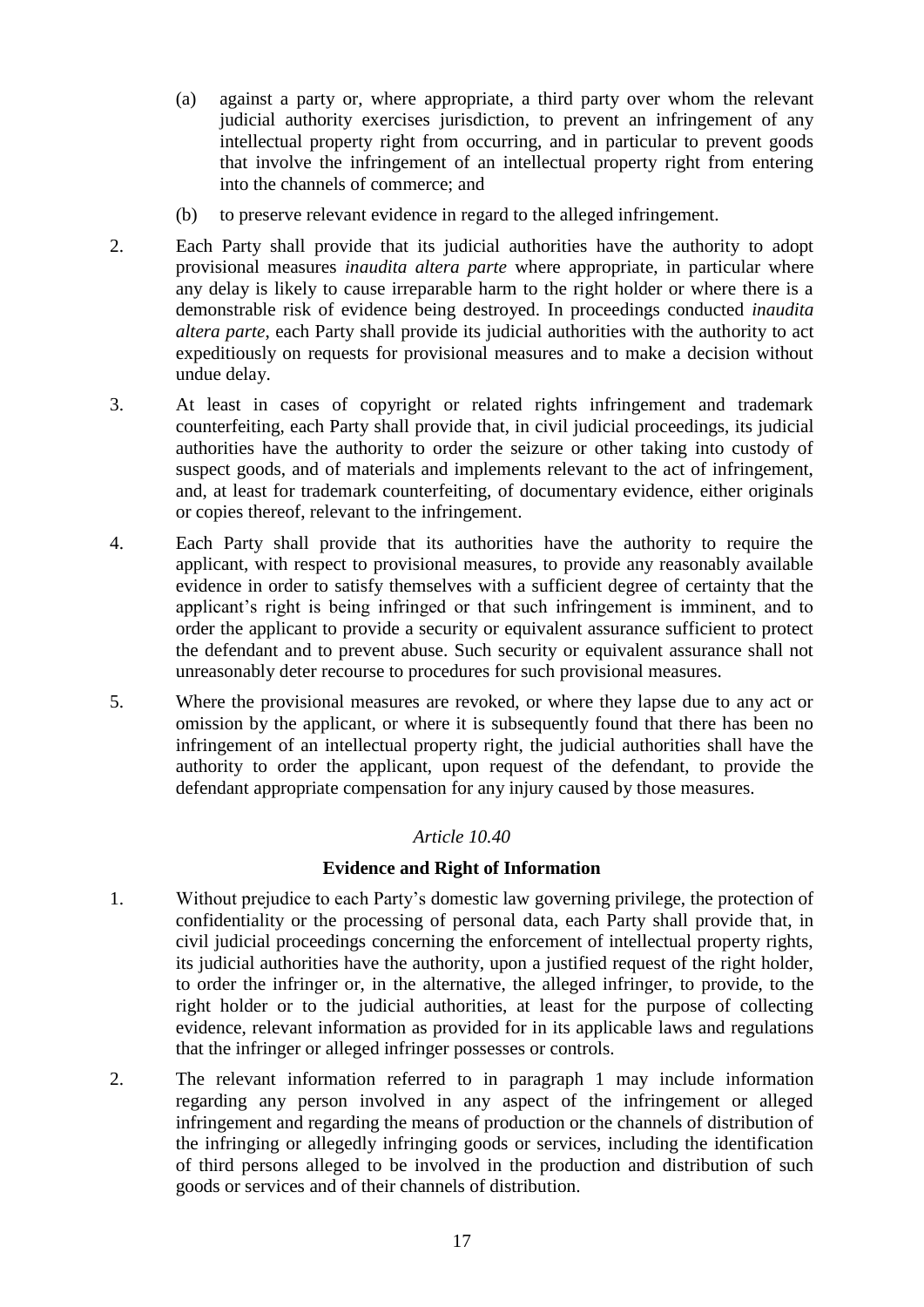(a) against a party or, where appropriate, a third party over whom the relevant judicial authority exercises jurisdiction, to prevent an infringement of any intellectual property right from occurring, and in particular to prevent goods that involve the infringement of an intellectual property right from entering into the channels of commerce; and

(b) to preserve relevant evidence in regard to the alleged infringement.

2. Each Party shall provide that its judicial authorities have the authority to adopt provisional measures *inaudita altera parte* where appropriate, in particular where any delay is likely to cause irreparable harm to the right holder or where there is a demonstrable risk of evidence being destroyed. In proceedings conducted *inaudita altera parte*, each Party shall provide its judicial authorities with the authority to act expeditiously on requests for provisional measures and to make a decision without undue delay.

3. At least in cases of copyright or related rights infringement and trademark counterfeiting, each Party shall provide that, in civil judicial proceedings, its judicial authorities have the authority to order the seizure or other taking into custody of suspect goods, and of materials and implements relevant to the act of infringement, and, at least for trademark counterfeiting, of documentary evidence, either originals or copies thereof, relevant to the infringement.

4. Each Party shall provide that its authorities have the authority to require the applicant, with respect to provisional measures, to provide any reasonably available evidence in order to satisfy themselves with a sufficient degree of certainty that the applicant's right is being infringed or that such infringement is imminent, and to order the applicant to provide a security or equivalent assurance sufficient to protect the defendant and to prevent abuse. Such security or equivalent assurance shall not unreasonably deter recourse to procedures for such provisional measures.

5. Where the provisional measures are revoked, or where they lapse due to any act or omission by the applicant, or where it is subsequently found that there has been no infringement of an intellectual property right, the judicial authorities shall have the authority to order the applicant, upon request of the defendant, to provide the defendant appropriate compensation for any injury caused by those measures.

*Article 10.40*

**Evidence and Right of Information**

1. Without prejudice to each Party's domestic law governing privilege, the protection of confidentiality or the processing of personal data, each Party shall provide that, in civil judicial proceedings concerning the enforcement of intellectual property rights, its judicial authorities have the authority, upon a justified request of the right holder, to order the infringer or, in the alternative, the alleged infringer, to provide, to the right holder or to the judicial authorities, at least for the purpose of collecting evidence, relevant information as provided for in its applicable laws and regulations that the infringer or alleged infringer possesses or controls.

2. The relevant information referred to in paragraph 1 may include information regarding any person involved in any aspect of the infringement or alleged infringement and regarding the means of production or the channels of distribution of the infringing or allegedly infringing goods or services, including the identification of third persons alleged to be involved in the production and distribution of such goods or services and of their channels of distribution.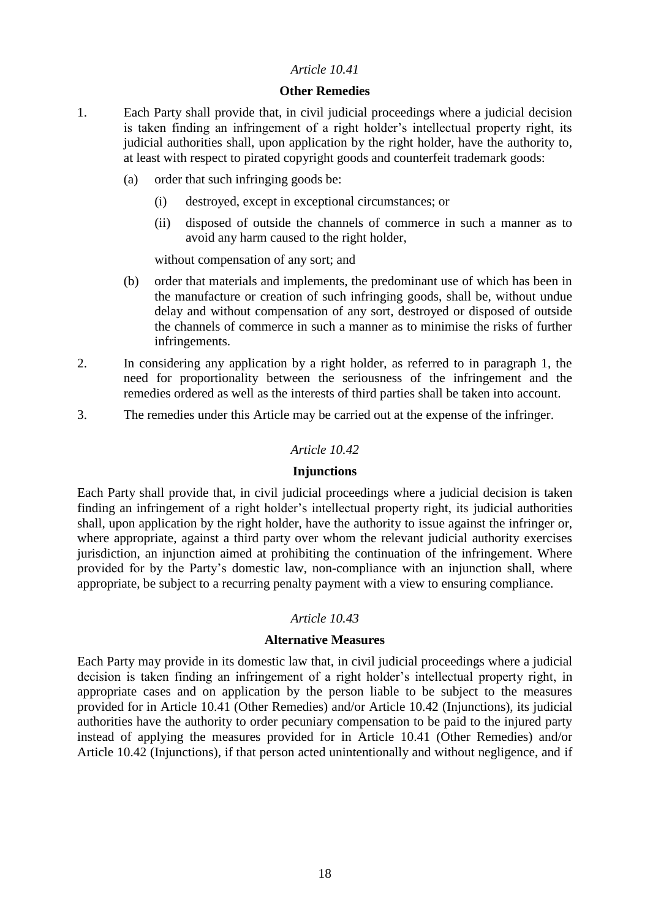*Article 10.41*

**Other Remedies**

1. Each Party shall provide that, in civil judicial proceedings where a judicial decision is taken finding an infringement of a right holder's intellectual property right, its judicial authorities shall, upon application by the right holder, have the authority to, at least with respect to pirated copyright goods and counterfeit trademark goods:

   (a) order that such infringing goods be:

      (i) destroyed, except in exceptional circumstances; or

      (ii) disposed of outside the channels of commerce in such a manner as to avoid any harm caused to the right holder,

   without compensation of any sort; and

   (b) order that materials and implements, the predominant use of which has been in the manufacture or creation of such infringing goods, shall be, without undue delay and without compensation of any sort, destroyed or disposed of outside the channels of commerce in such a manner as to minimise the risks of further infringements.

2. In considering any application by a right holder, as referred to in paragraph 1, the need for proportionality between the seriousness of the infringement and the remedies ordered as well as the interests of third parties shall be taken into account.

3. The remedies under this Article may be carried out at the expense of the infringer.

*Article 10.42*

**Injunctions**

Each Party shall provide that, in civil judicial proceedings where a judicial decision is taken finding an infringement of a right holder's intellectual property right, its judicial authorities shall, upon application by the right holder, have the authority to issue against the infringer or, where appropriate, against a third party over whom the relevant judicial authority exercises jurisdiction, an injunction aimed at prohibiting the continuation of the infringement. Where provided for by the Party's domestic law, non-compliance with an injunction shall, where appropriate, be subject to a recurring penalty payment with a view to ensuring compliance.

*Article 10.43*

**Alternative Measures**

Each Party may provide in its domestic law that, in civil judicial proceedings where a judicial decision is taken finding an infringement of a right holder's intellectual property right, in appropriate cases and on application by the person liable to be subject to the measures provided for in Article 10.41 (Other Remedies) and/or Article 10.42 (Injunctions), its judicial authorities have the authority to order pecuniary compensation to be paid to the injured party instead of applying the measures provided for in Article 10.41 (Other Remedies) and/or Article 10.42 (Injunctions), if that person acted unintentionally and without negligence, and if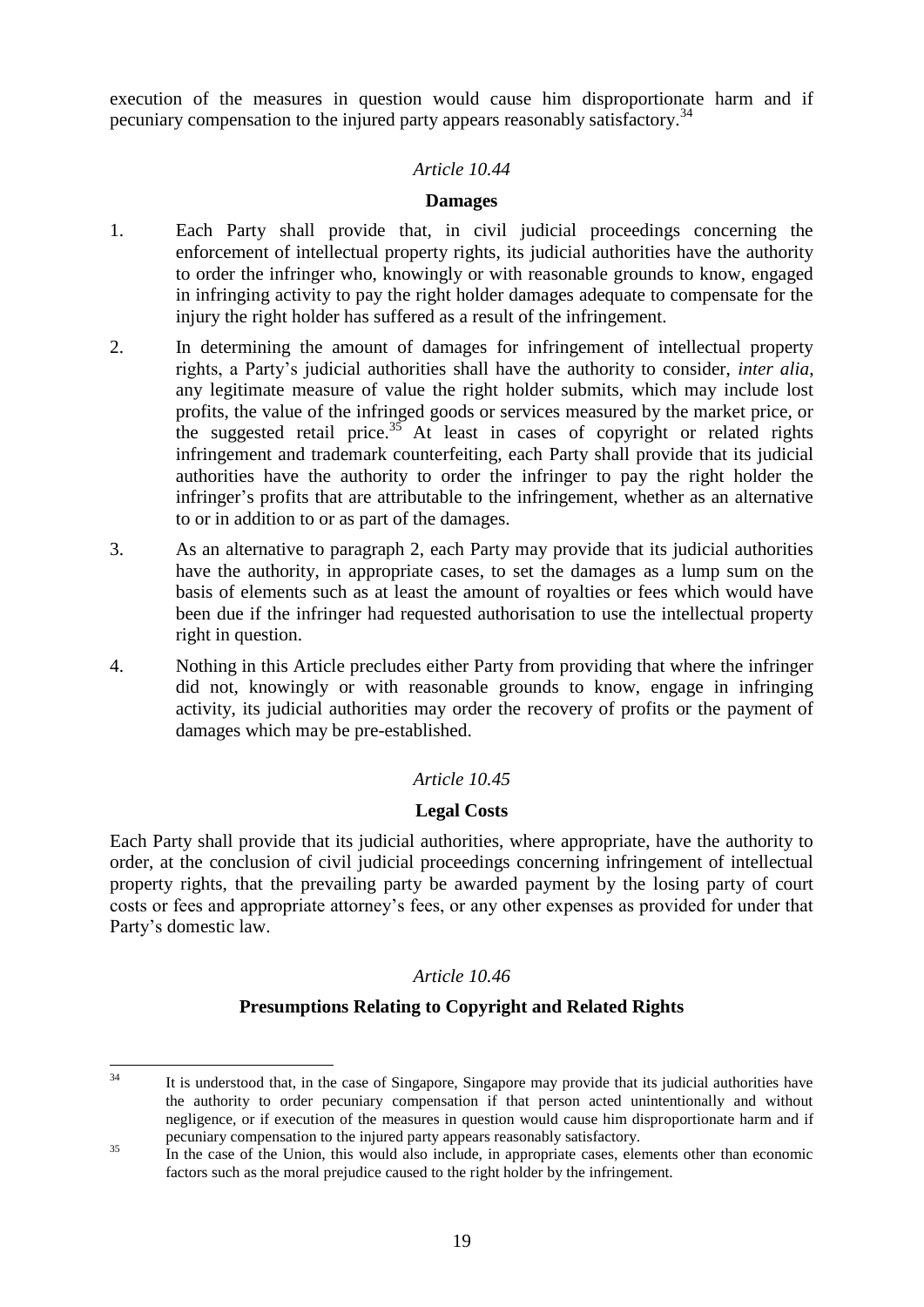execution of the measures in question would cause him disproportionate harm and if pecuniary compensation to the injured party appears reasonably satisfactory.[34]

### *Article 10.44*

### Damages

1. Each Party shall provide that, in civil judicial proceedings concerning the enforcement of intellectual property rights, its judicial authorities have the authority to order the infringer who, knowingly or with reasonable grounds to know, engaged in infringing activity to pay the right holder damages adequate to compensate for the injury the right holder has suffered as a result of the infringement.

2. In determining the amount of damages for infringement of intellectual property rights, a Party's judicial authorities shall have the authority to consider, *inter alia*, any legitimate measure of value the right holder submits, which may include lost profits, the value of the infringed goods or services measured by the market price, or the suggested retail price.[35] At least in cases of copyright or related rights infringement and trademark counterfeiting, each Party shall provide that its judicial authorities have the authority to order the infringer to pay the right holder the infringer's profits that are attributable to the infringement, whether as an alternative to or in addition to or as part of the damages.

3. As an alternative to paragraph 2, each Party may provide that its judicial authorities have the authority, in appropriate cases, to set the damages as a lump sum on the basis of elements such as at least the amount of royalties or fees which would have been due if the infringer had requested authorisation to use the intellectual property right in question.

4. Nothing in this Article precludes either Party from providing that where the infringer did not, knowingly or with reasonable grounds to know, engage in infringing activity, its judicial authorities may order the recovery of profits or the payment of damages which may be pre-established.

### *Article 10.45*

### Legal Costs

Each Party shall provide that its judicial authorities, where appropriate, have the authority to order, at the conclusion of civil judicial proceedings concerning infringement of intellectual property rights, that the prevailing party be awarded payment by the losing party of court costs or fees and appropriate attorney's fees, or any other expenses as provided for under that Party's domestic law.

### *Article 10.46*

### Presumptions Relating to Copyright and Related Rights

---

[34] It is understood that, in the case of Singapore, Singapore may provide that its judicial authorities have the authority to order pecuniary compensation if that person acted unintentionally and without negligence, or if execution of the measures in question would cause him disproportionate harm and if pecuniary compensation to the injured party appears reasonably satisfactory.

[35] In the case of the Union, this would also include, in appropriate cases, elements other than economic factors such as the moral prejudice caused to the right holder by the infringement.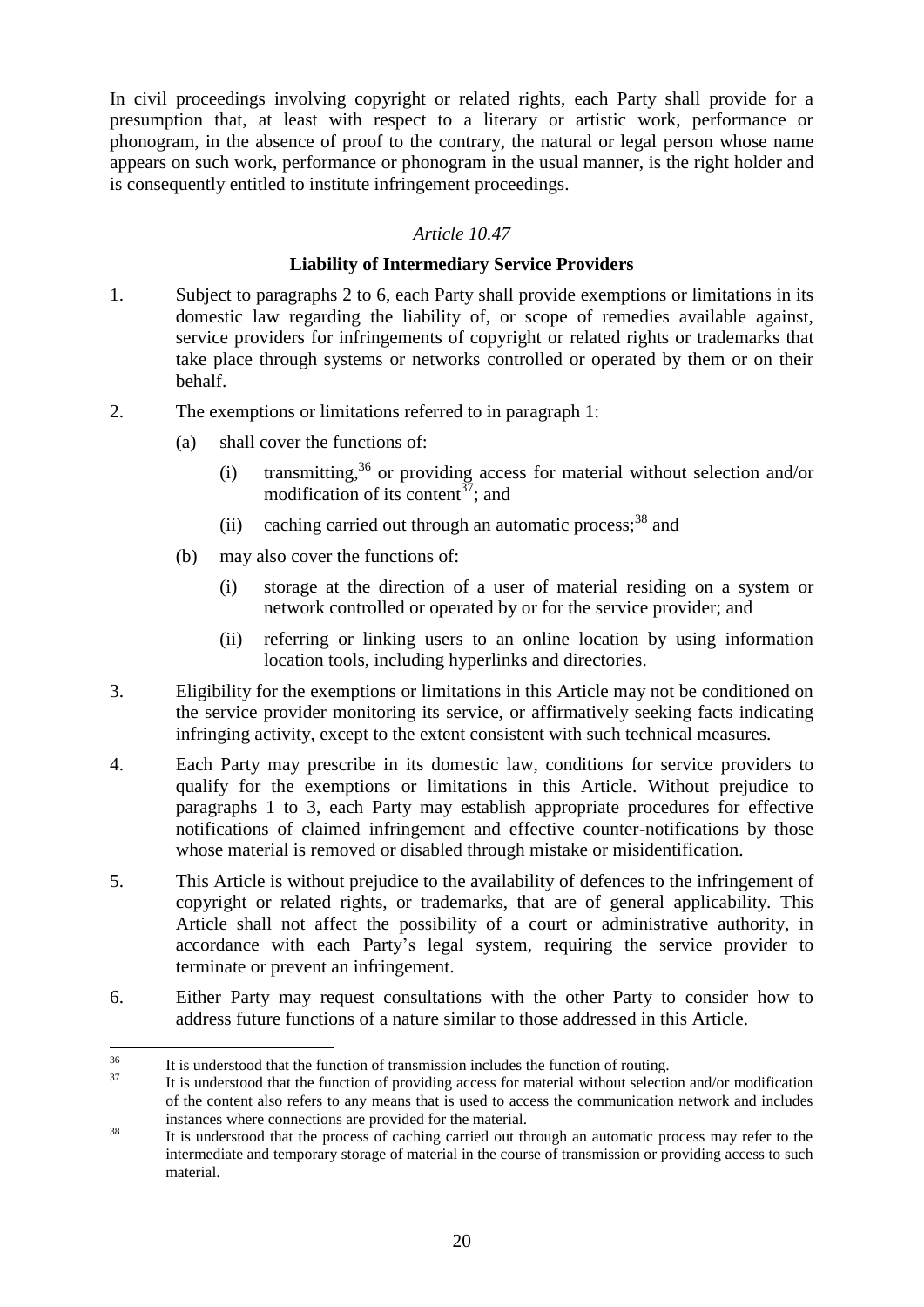In civil proceedings involving copyright or related rights, each Party shall provide for a presumption that, at least with respect to a literary or artistic work, performance or phonogram, in the absence of proof to the contrary, the natural or legal person whose name appears on such work, performance or phonogram in the usual manner, is the right holder and is consequently entitled to institute infringement proceedings.

*Article 10.47*

**Liability of Intermediary Service Providers**

1. Subject to paragraphs 2 to 6, each Party shall provide exemptions or limitations in its domestic law regarding the liability of, or scope of remedies available against, service providers for infringements of copyright or related rights or trademarks that take place through systems or networks controlled or operated by them or on their behalf.

2. The exemptions or limitations referred to in paragraph 1:

   (a) shall cover the functions of:

   (i) transmitting,[36] or providing access for material without selection and/or modification of its content[37]; and

   (ii) caching carried out through an automatic process;[38] and

   (b) may also cover the functions of:

   (i) storage at the direction of a user of material residing on a system or network controlled or operated by or for the service provider; and

   (ii) referring or linking users to an online location by using information location tools, including hyperlinks and directories.

3. Eligibility for the exemptions or limitations in this Article may not be conditioned on the service provider monitoring its service, or affirmatively seeking facts indicating infringing activity, except to the extent consistent with such technical measures.

4. Each Party may prescribe in its domestic law, conditions for service providers to qualify for the exemptions or limitations in this Article. Without prejudice to paragraphs 1 to 3, each Party may establish appropriate procedures for effective notifications of claimed infringement and effective counter-notifications by those whose material is removed or disabled through mistake or misidentification.

5. This Article is without prejudice to the availability of defences to the infringement of copyright or related rights, or trademarks, that are of general applicability. This Article shall not affect the possibility of a court or administrative authority, in accordance with each Party's legal system, requiring the service provider to terminate or prevent an infringement.

6. Either Party may request consultations with the other Party to consider how to address future functions of a nature similar to those addressed in this Article.

---

[36] It is understood that the function of transmission includes the function of routing.

[37] It is understood that the function of providing access for material without selection and/or modification of the content also refers to any means that is used to access the communication network and includes instances where connections are provided for the material.

[38] It is understood that the process of caching carried out through an automatic process may refer to the intermediate and temporary storage of material in the course of transmission or providing access to such material.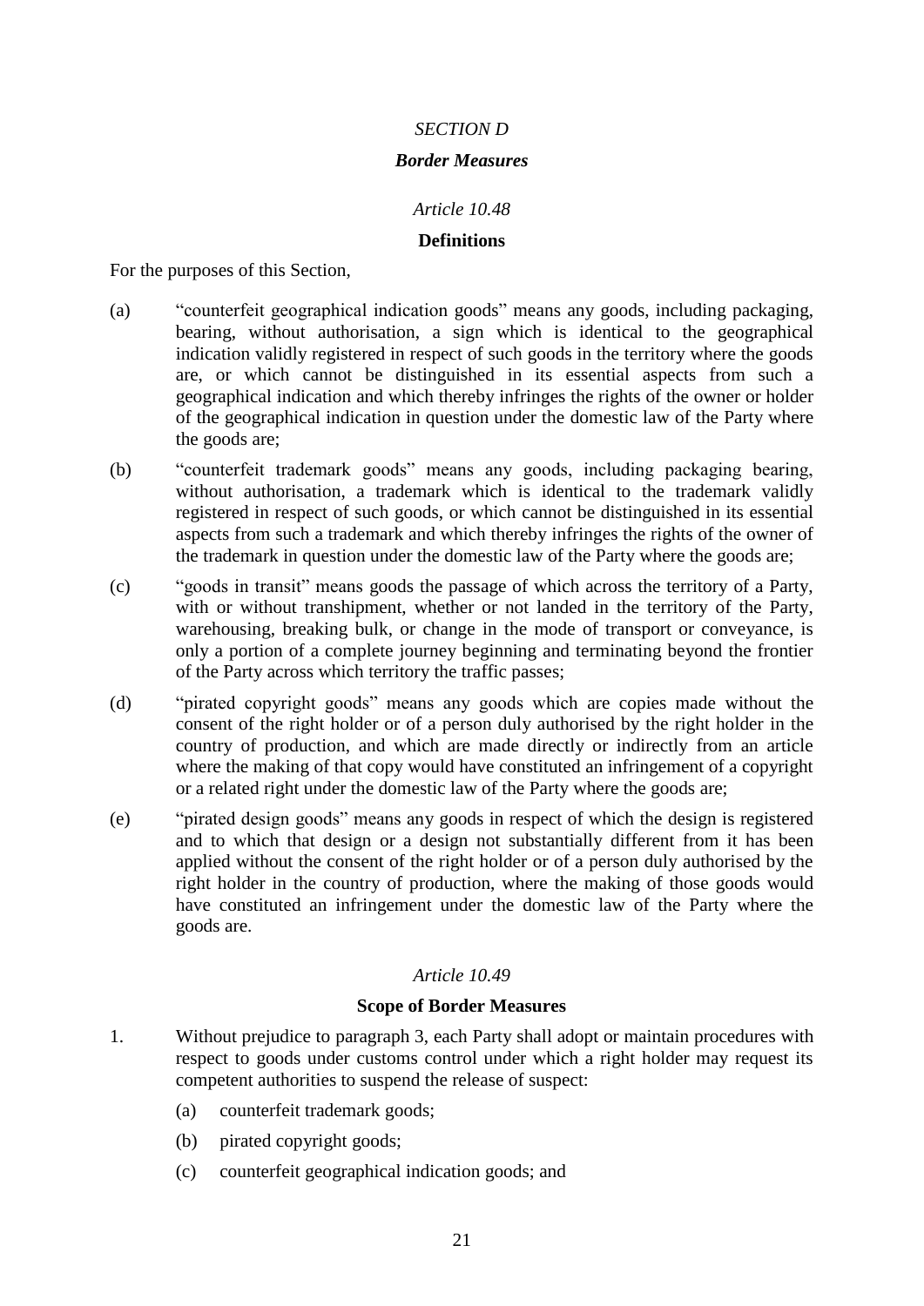*SECTION D*

***Border Measures***

*Article 10.48*

**Definitions**

For the purposes of this Section,

(a) "counterfeit geographical indication goods" means any goods, including packaging, bearing, without authorisation, a sign which is identical to the geographical indication validly registered in respect of such goods in the territory where the goods are, or which cannot be distinguished in its essential aspects from such a geographical indication and which thereby infringes the rights of the owner or holder of the geographical indication in question under the domestic law of the Party where the goods are;

(b) "counterfeit trademark goods" means any goods, including packaging bearing, without authorisation, a trademark which is identical to the trademark validly registered in respect of such goods, or which cannot be distinguished in its essential aspects from such a trademark and which thereby infringes the rights of the owner of the trademark in question under the domestic law of the Party where the goods are;

(c) "goods in transit" means goods the passage of which across the territory of a Party, with or without transhipment, whether or not landed in the territory of the Party, warehousing, breaking bulk, or change in the mode of transport or conveyance, is only a portion of a complete journey beginning and terminating beyond the frontier of the Party across which territory the traffic passes;

(d) "pirated copyright goods" means any goods which are copies made without the consent of the right holder or of a person duly authorised by the right holder in the country of production, and which are made directly or indirectly from an article where the making of that copy would have constituted an infringement of a copyright or a related right under the domestic law of the Party where the goods are;

(e) "pirated design goods" means any goods in respect of which the design is registered and to which that design or a design not substantially different from it has been applied without the consent of the right holder or of a person duly authorised by the right holder in the country of production, where the making of those goods would have constituted an infringement under the domestic law of the Party where the goods are.

*Article 10.49*

**Scope of Border Measures**

1. Without prejudice to paragraph 3, each Party shall adopt or maintain procedures with respect to goods under customs control under which a right holder may request its competent authorities to suspend the release of suspect:

   (a) counterfeit trademark goods;

   (b) pirated copyright goods;

   (c) counterfeit geographical indication goods; and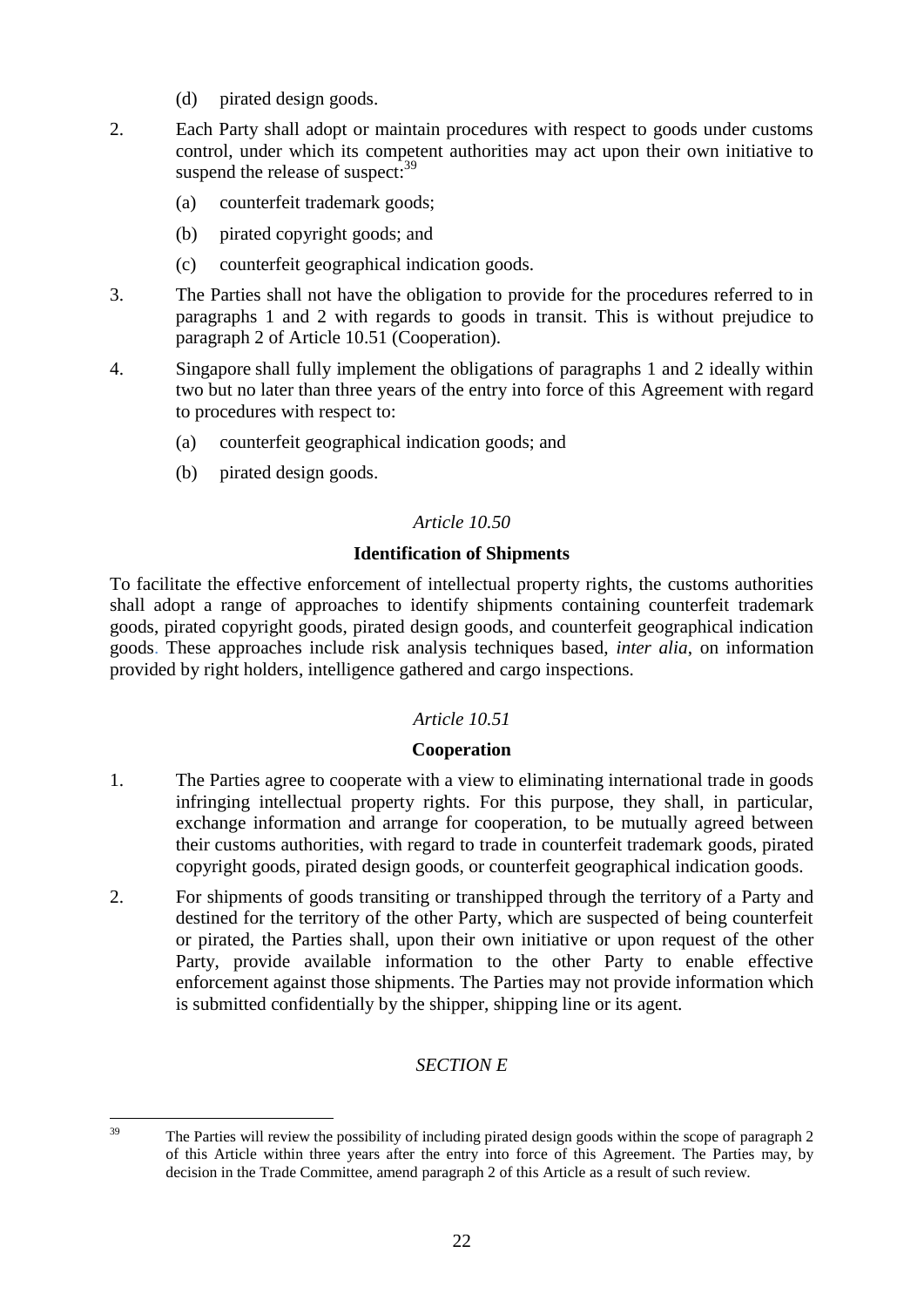(d) pirated design goods.

2. Each Party shall adopt or maintain procedures with respect to goods under customs control, under which its competent authorities may act upon their own initiative to suspend the release of suspect:[39]

   (a) counterfeit trademark goods;

   (b) pirated copyright goods; and

   (c) counterfeit geographical indication goods.

3. The Parties shall not have the obligation to provide for the procedures referred to in paragraphs 1 and 2 with regards to goods in transit. This is without prejudice to paragraph 2 of Article 10.51 (Cooperation).

4. Singapore shall fully implement the obligations of paragraphs 1 and 2 ideally within two but no later than three years of the entry into force of this Agreement with regard to procedures with respect to:

   (a) counterfeit geographical indication goods; and

   (b) pirated design goods.

*Article 10.50*

**Identification of Shipments**

To facilitate the effective enforcement of intellectual property rights, the customs authorities shall adopt a range of approaches to identify shipments containing counterfeit trademark goods, pirated copyright goods, pirated design goods, and counterfeit geographical indication goods. These approaches include risk analysis techniques based, *inter alia*, on information provided by right holders, intelligence gathered and cargo inspections.

*Article 10.51*

**Cooperation**

1. The Parties agree to cooperate with a view to eliminating international trade in goods infringing intellectual property rights. For this purpose, they shall, in particular, exchange information and arrange for cooperation, to be mutually agreed between their customs authorities, with regard to trade in counterfeit trademark goods, pirated copyright goods, pirated design goods, or counterfeit geographical indication goods.

2. For shipments of goods transiting or transhipped through the territory of a Party and destined for the territory of the other Party, which are suspected of being counterfeit or pirated, the Parties shall, upon their own initiative or upon request of the other Party, provide available information to the other Party to enable effective enforcement against those shipments. The Parties may not provide information which is submitted confidentially by the shipper, shipping line or its agent.

*SECTION E*

---

[39] The Parties will review the possibility of including pirated design goods within the scope of paragraph 2 of this Article within three years after the entry into force of this Agreement. The Parties may, by decision in the Trade Committee, amend paragraph 2 of this Article as a result of such review.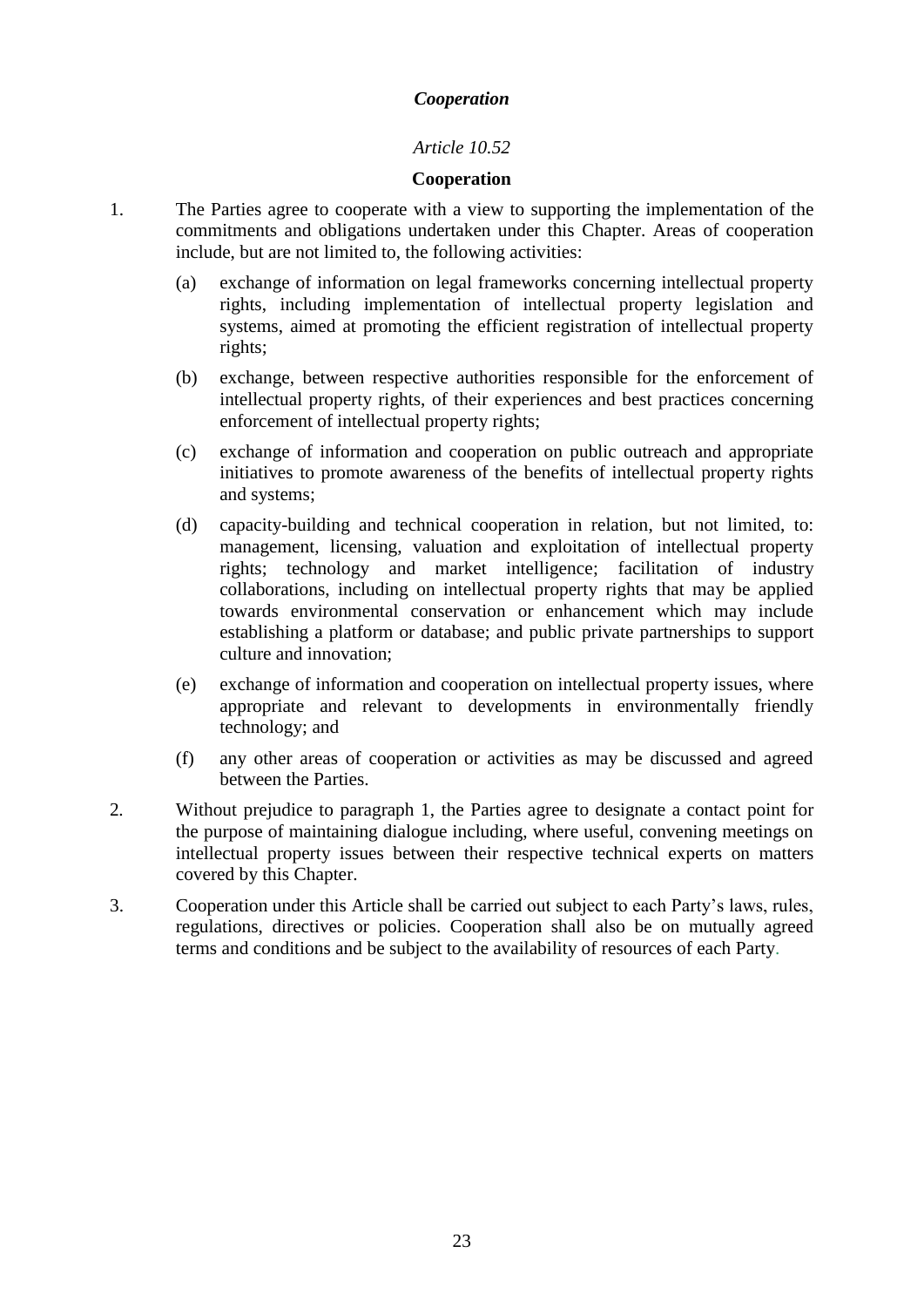*Cooperation*

*Article 10.52*

**Cooperation**

1. The Parties agree to cooperate with a view to supporting the implementation of the commitments and obligations undertaken under this Chapter. Areas of cooperation include, but are not limited to, the following activities:

    (a) exchange of information on legal frameworks concerning intellectual property rights, including implementation of intellectual property legislation and systems, aimed at promoting the efficient registration of intellectual property rights;

    (b) exchange, between respective authorities responsible for the enforcement of intellectual property rights, of their experiences and best practices concerning enforcement of intellectual property rights;

    (c) exchange of information and cooperation on public outreach and appropriate initiatives to promote awareness of the benefits of intellectual property rights and systems;

    (d) capacity-building and technical cooperation in relation, but not limited, to: management, licensing, valuation and exploitation of intellectual property rights; technology and market intelligence; facilitation of industry collaborations, including on intellectual property rights that may be applied towards environmental conservation or enhancement which may include establishing a platform or database; and public private partnerships to support culture and innovation;

    (e) exchange of information and cooperation on intellectual property issues, where appropriate and relevant to developments in environmentally friendly technology; and

    (f) any other areas of cooperation or activities as may be discussed and agreed between the Parties.

2. Without prejudice to paragraph 1, the Parties agree to designate a contact point for the purpose of maintaining dialogue including, where useful, convening meetings on intellectual property issues between their respective technical experts on matters covered by this Chapter.

3. Cooperation under this Article shall be carried out subject to each Party's laws, rules, regulations, directives or policies. Cooperation shall also be on mutually agreed terms and conditions and be subject to the availability of resources of each Party.